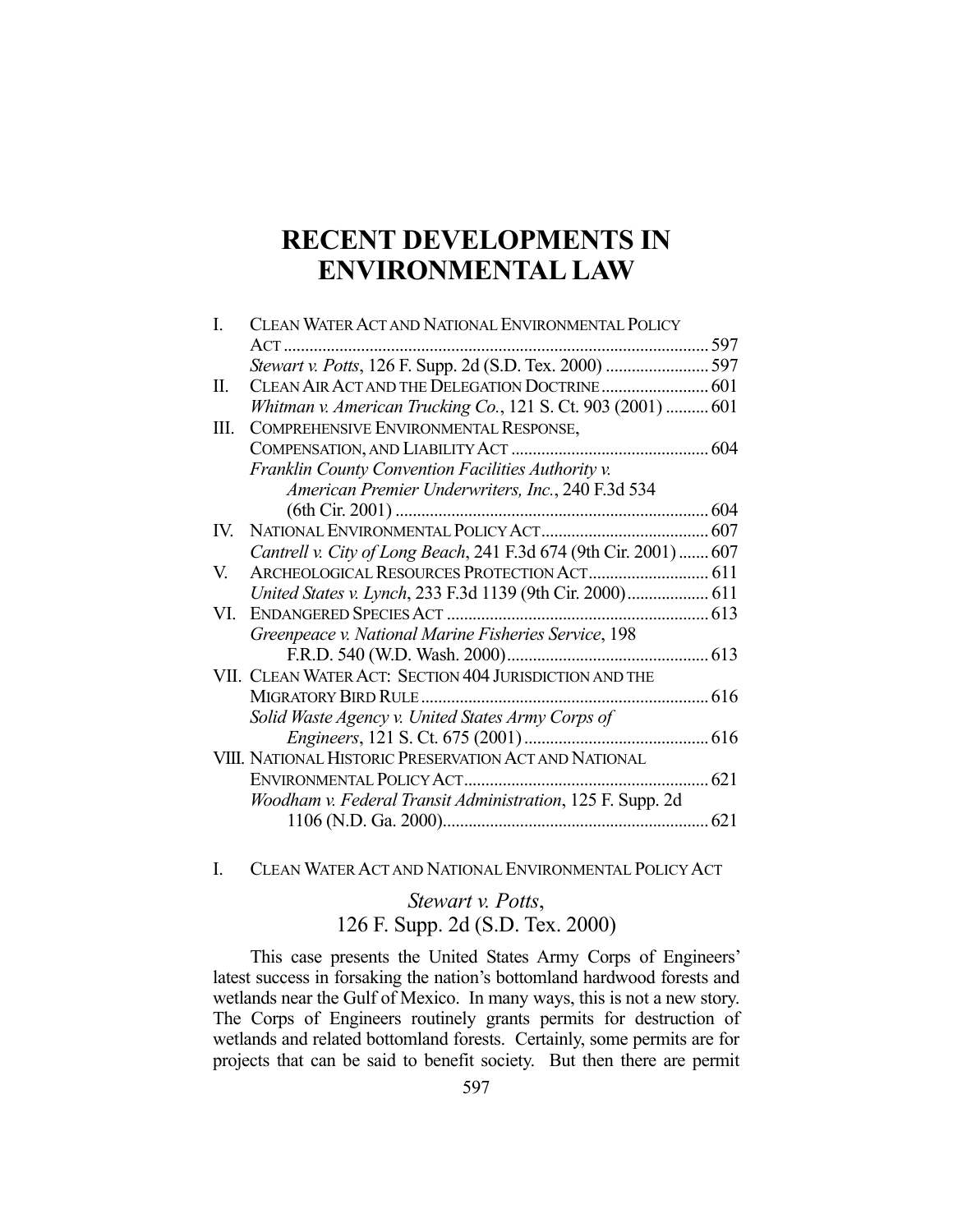# RECENT DEVELOPMENTS IN ENVIRONMENTAL LAW

| | | |
|---|---|---|
| I. | CLEAN WATER ACT AND NATIONAL ENVIRONMENTAL POLICY ACT | 597 |
| | *Stewart v. Potts*, 126 F. Supp. 2d (S.D. Tex. 2000) | 597 |
| II. | CLEAN AIR ACT AND THE DELEGATION DOCTRINE | 601 |
| | *Whitman v. American Trucking Co.*, 121 S. Ct. 903 (2001) | 601 |
| III. | COMPREHENSIVE ENVIRONMENTAL RESPONSE, COMPENSATION, AND LIABILITY ACT | 604 |
| | *Franklin County Convention Facilities Authority v. American Premier Underwriters, Inc.*, 240 F.3d 534 (6th Cir. 2001) | 604 |
| IV. | NATIONAL ENVIRONMENTAL POLICY ACT | 607 |
| | *Cantrell v. City of Long Beach*, 241 F.3d 674 (9th Cir. 2001) | 607 |
| V. | ARCHEOLOGICAL RESOURCES PROTECTION ACT | 611 |
| | *United States v. Lynch*, 233 F.3d 1139 (9th Cir. 2000) | 611 |
| VI. | ENDANGERED SPECIES ACT | 613 |
| | *Greenpeace v. National Marine Fisheries Service*, 198 F.R.D. 540 (W.D. Wash. 2000) | 613 |
| VII. | CLEAN WATER ACT: SECTION 404 JURISDICTION AND THE MIGRATORY BIRD RULE | 616 |
| | *Solid Waste Agency v. United States Army Corps of Engineers*, 121 S. Ct. 675 (2001) | 616 |
| VIII. | NATIONAL HISTORIC PRESERVATION ACT AND NATIONAL ENVIRONMENTAL POLICY ACT | 621 |
| | *Woodham v. Federal Transit Administration*, 125 F. Supp. 2d 1106 (N.D. Ga. 2000) | 621 |

## I. CLEAN WATER ACT AND NATIONAL ENVIRONMENTAL POLICY ACT

### *Stewart v. Potts*, 126 F. Supp. 2d (S.D. Tex. 2000)

This case presents the United States Army Corps of Engineers' latest success in forsaking the nation's bottomland hardwood forests and wetlands near the Gulf of Mexico. In many ways, this is not a new story. The Corps of Engineers routinely grants permits for destruction of wetlands and related bottomland forests. Certainly, some permits are for projects that can be said to benefit society. But then there are permit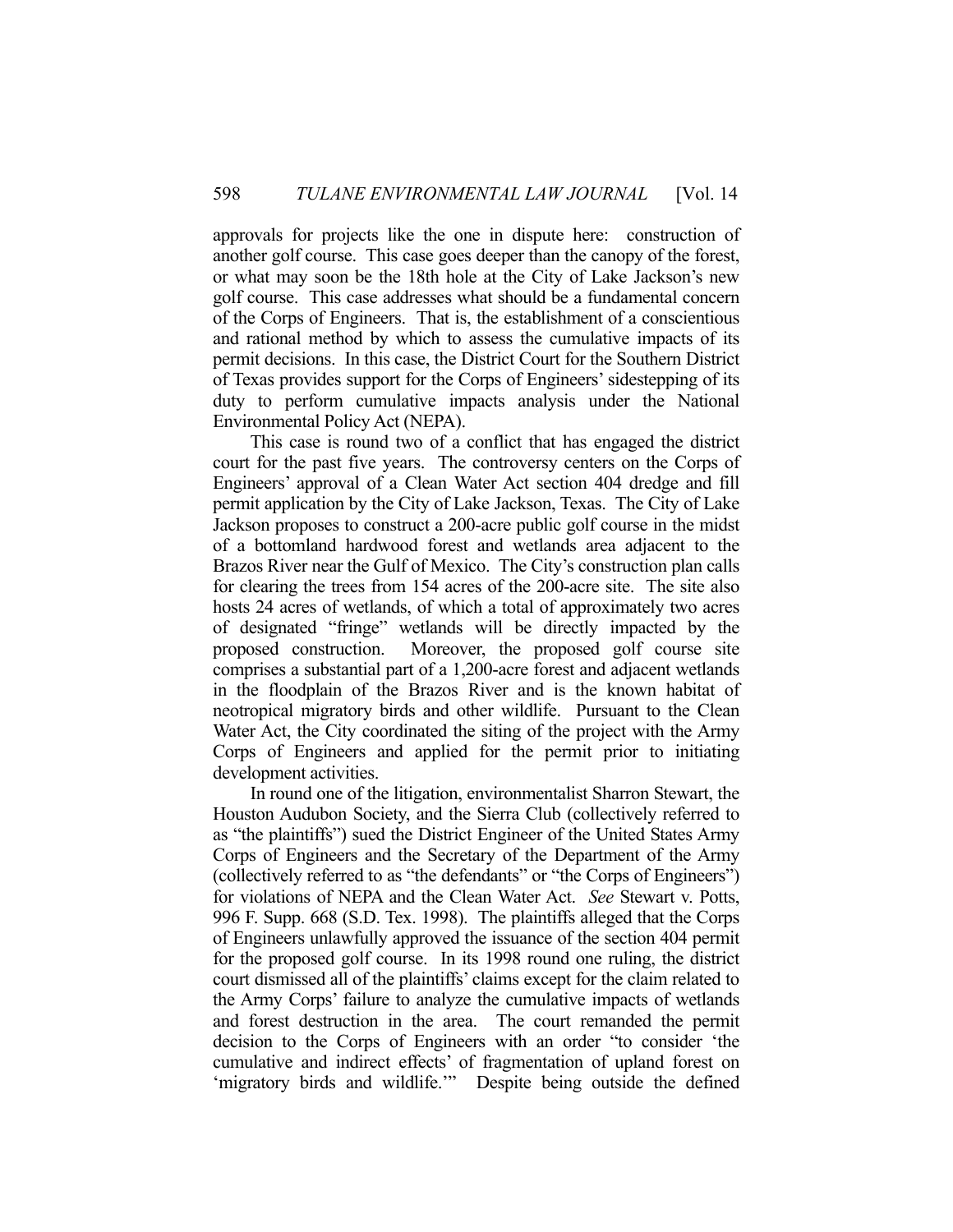approvals for projects like the one in dispute here: construction of another golf course. This case goes deeper than the canopy of the forest, or what may soon be the 18th hole at the City of Lake Jackson's new golf course. This case addresses what should be a fundamental concern of the Corps of Engineers. That is, the establishment of a conscientious and rational method by which to assess the cumulative impacts of its permit decisions. In this case, the District Court for the Southern District of Texas provides support for the Corps of Engineers' sidestepping of its duty to perform cumulative impacts analysis under the National Environmental Policy Act (NEPA).

This case is round two of a conflict that has engaged the district court for the past five years. The controversy centers on the Corps of Engineers' approval of a Clean Water Act section 404 dredge and fill permit application by the City of Lake Jackson, Texas. The City of Lake Jackson proposes to construct a 200-acre public golf course in the midst of a bottomland hardwood forest and wetlands area adjacent to the Brazos River near the Gulf of Mexico. The City's construction plan calls for clearing the trees from 154 acres of the 200-acre site. The site also hosts 24 acres of wetlands, of which a total of approximately two acres of designated "fringe" wetlands will be directly impacted by the proposed construction. Moreover, the proposed golf course site comprises a substantial part of a 1,200-acre forest and adjacent wetlands in the floodplain of the Brazos River and is the known habitat of neotropical migratory birds and other wildlife. Pursuant to the Clean Water Act, the City coordinated the siting of the project with the Army Corps of Engineers and applied for the permit prior to initiating development activities.

In round one of the litigation, environmentalist Sharron Stewart, the Houston Audubon Society, and the Sierra Club (collectively referred to as "the plaintiffs") sued the District Engineer of the United States Army Corps of Engineers and the Secretary of the Department of the Army (collectively referred to as "the defendants" or "the Corps of Engineers") for violations of NEPA and the Clean Water Act. *See* Stewart v. Potts, 996 F. Supp. 668 (S.D. Tex. 1998). The plaintiffs alleged that the Corps of Engineers unlawfully approved the issuance of the section 404 permit for the proposed golf course. In its 1998 round one ruling, the district court dismissed all of the plaintiffs' claims except for the claim related to the Army Corps' failure to analyze the cumulative impacts of wetlands and forest destruction in the area. The court remanded the permit decision to the Corps of Engineers with an order "to consider 'the cumulative and indirect effects' of fragmentation of upland forest on 'migratory birds and wildlife.'" Despite being outside the defined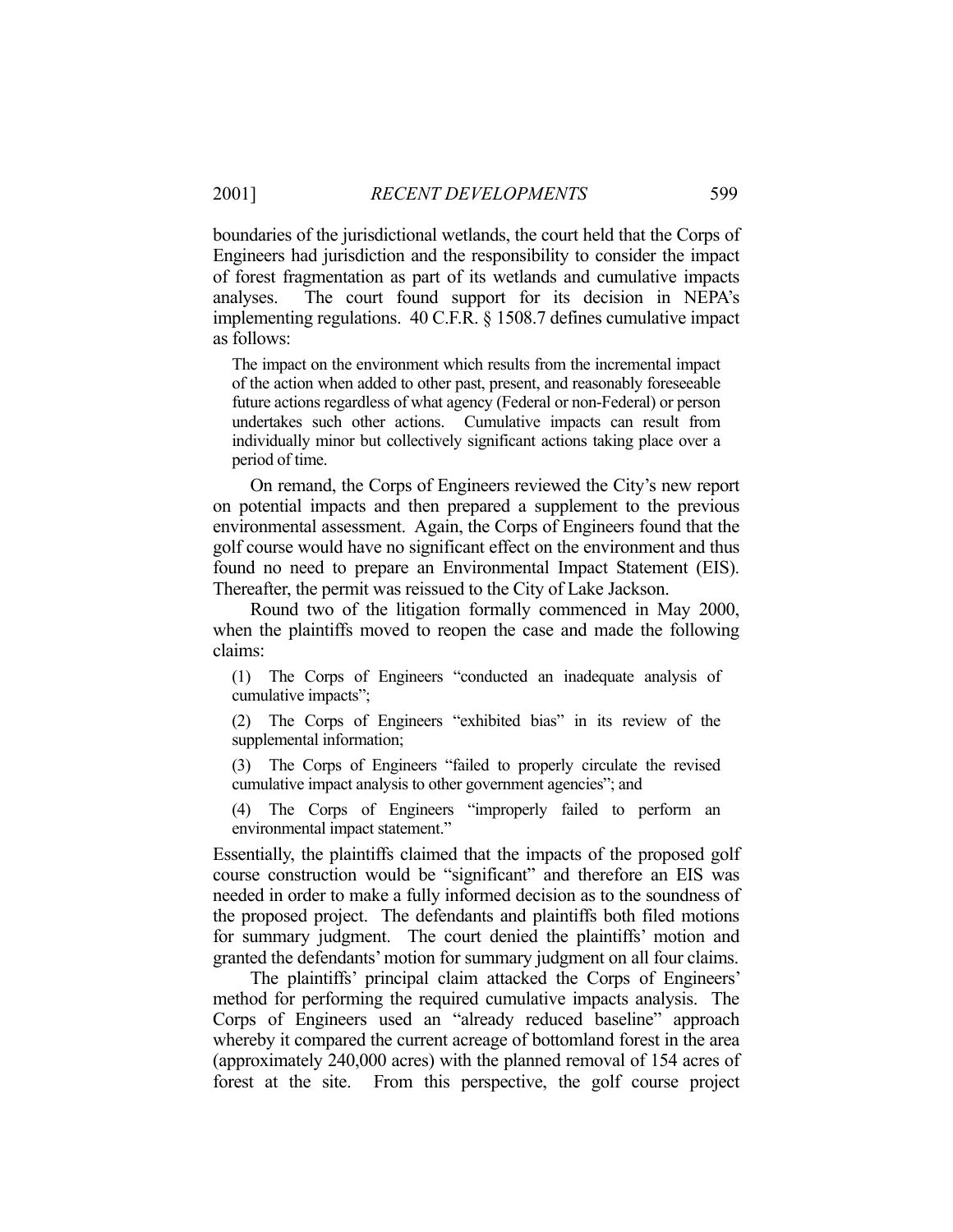boundaries of the jurisdictional wetlands, the court held that the Corps of Engineers had jurisdiction and the responsibility to consider the impact of forest fragmentation as part of its wetlands and cumulative impacts analyses. The court found support for its decision in NEPA's implementing regulations. 40 C.F.R. § 1508.7 defines cumulative impact as follows:

> The impact on the environment which results from the incremental impact of the action when added to other past, present, and reasonably foreseeable future actions regardless of what agency (Federal or non-Federal) or person undertakes such other actions. Cumulative impacts can result from individually minor but collectively significant actions taking place over a period of time.

On remand, the Corps of Engineers reviewed the City's new report on potential impacts and then prepared a supplement to the previous environmental assessment. Again, the Corps of Engineers found that the golf course would have no significant effect on the environment and thus found no need to prepare an Environmental Impact Statement (EIS). Thereafter, the permit was reissued to the City of Lake Jackson.

Round two of the litigation formally commenced in May 2000, when the plaintiffs moved to reopen the case and made the following claims:

> (1) The Corps of Engineers "conducted an inadequate analysis of cumulative impacts";
>
> (2) The Corps of Engineers "exhibited bias" in its review of the supplemental information;
>
> (3) The Corps of Engineers "failed to properly circulate the revised cumulative impact analysis to other government agencies"; and
>
> (4) The Corps of Engineers "improperly failed to perform an environmental impact statement."

Essentially, the plaintiffs claimed that the impacts of the proposed golf course construction would be "significant" and therefore an EIS was needed in order to make a fully informed decision as to the soundness of the proposed project. The defendants and plaintiffs both filed motions for summary judgment. The court denied the plaintiffs' motion and granted the defendants' motion for summary judgment on all four claims.

The plaintiffs' principal claim attacked the Corps of Engineers' method for performing the required cumulative impacts analysis. The Corps of Engineers used an "already reduced baseline" approach whereby it compared the current acreage of bottomland forest in the area (approximately 240,000 acres) with the planned removal of 154 acres of forest at the site. From this perspective, the golf course project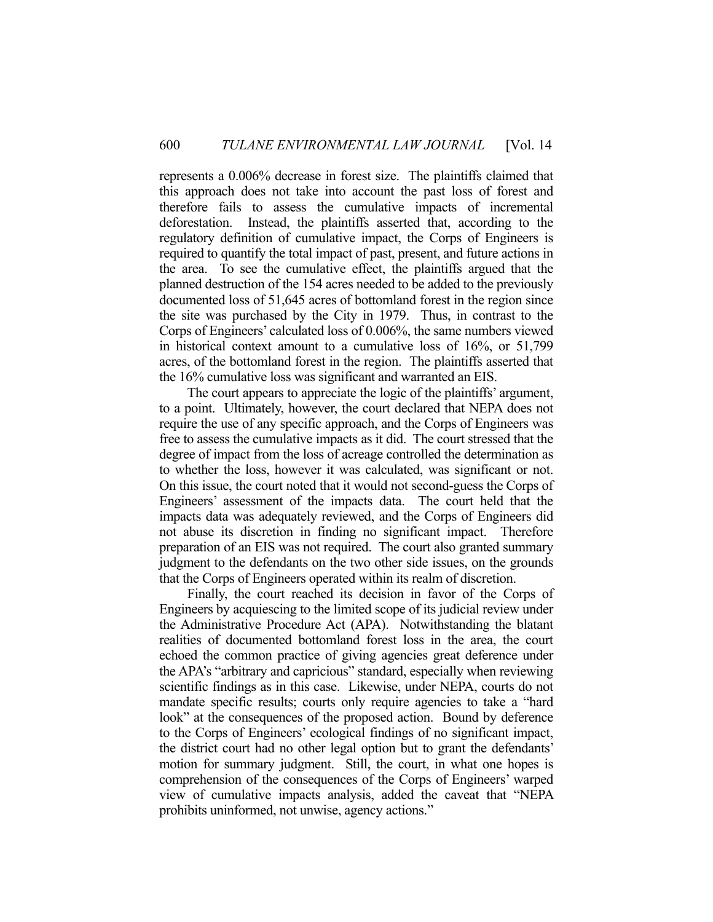represents a 0.006% decrease in forest size. The plaintiffs claimed that this approach does not take into account the past loss of forest and therefore fails to assess the cumulative impacts of incremental deforestation. Instead, the plaintiffs asserted that, according to the regulatory definition of cumulative impact, the Corps of Engineers is required to quantify the total impact of past, present, and future actions in the area. To see the cumulative effect, the plaintiffs argued that the planned destruction of the 154 acres needed to be added to the previously documented loss of 51,645 acres of bottomland forest in the region since the site was purchased by the City in 1979. Thus, in contrast to the Corps of Engineers' calculated loss of 0.006%, the same numbers viewed in historical context amount to a cumulative loss of 16%, or 51,799 acres, of the bottomland forest in the region. The plaintiffs asserted that the 16% cumulative loss was significant and warranted an EIS.

The court appears to appreciate the logic of the plaintiffs' argument, to a point. Ultimately, however, the court declared that NEPA does not require the use of any specific approach, and the Corps of Engineers was free to assess the cumulative impacts as it did. The court stressed that the degree of impact from the loss of acreage controlled the determination as to whether the loss, however it was calculated, was significant or not. On this issue, the court noted that it would not second-guess the Corps of Engineers' assessment of the impacts data. The court held that the impacts data was adequately reviewed, and the Corps of Engineers did not abuse its discretion in finding no significant impact. Therefore preparation of an EIS was not required. The court also granted summary judgment to the defendants on the two other side issues, on the grounds that the Corps of Engineers operated within its realm of discretion.

Finally, the court reached its decision in favor of the Corps of Engineers by acquiescing to the limited scope of its judicial review under the Administrative Procedure Act (APA). Notwithstanding the blatant realities of documented bottomland forest loss in the area, the court echoed the common practice of giving agencies great deference under the APA's "arbitrary and capricious" standard, especially when reviewing scientific findings as in this case. Likewise, under NEPA, courts do not mandate specific results; courts only require agencies to take a "hard look" at the consequences of the proposed action. Bound by deference to the Corps of Engineers' ecological findings of no significant impact, the district court had no other legal option but to grant the defendants' motion for summary judgment. Still, the court, in what one hopes is comprehension of the consequences of the Corps of Engineers' warped view of cumulative impacts analysis, added the caveat that "NEPA prohibits uninformed, not unwise, agency actions."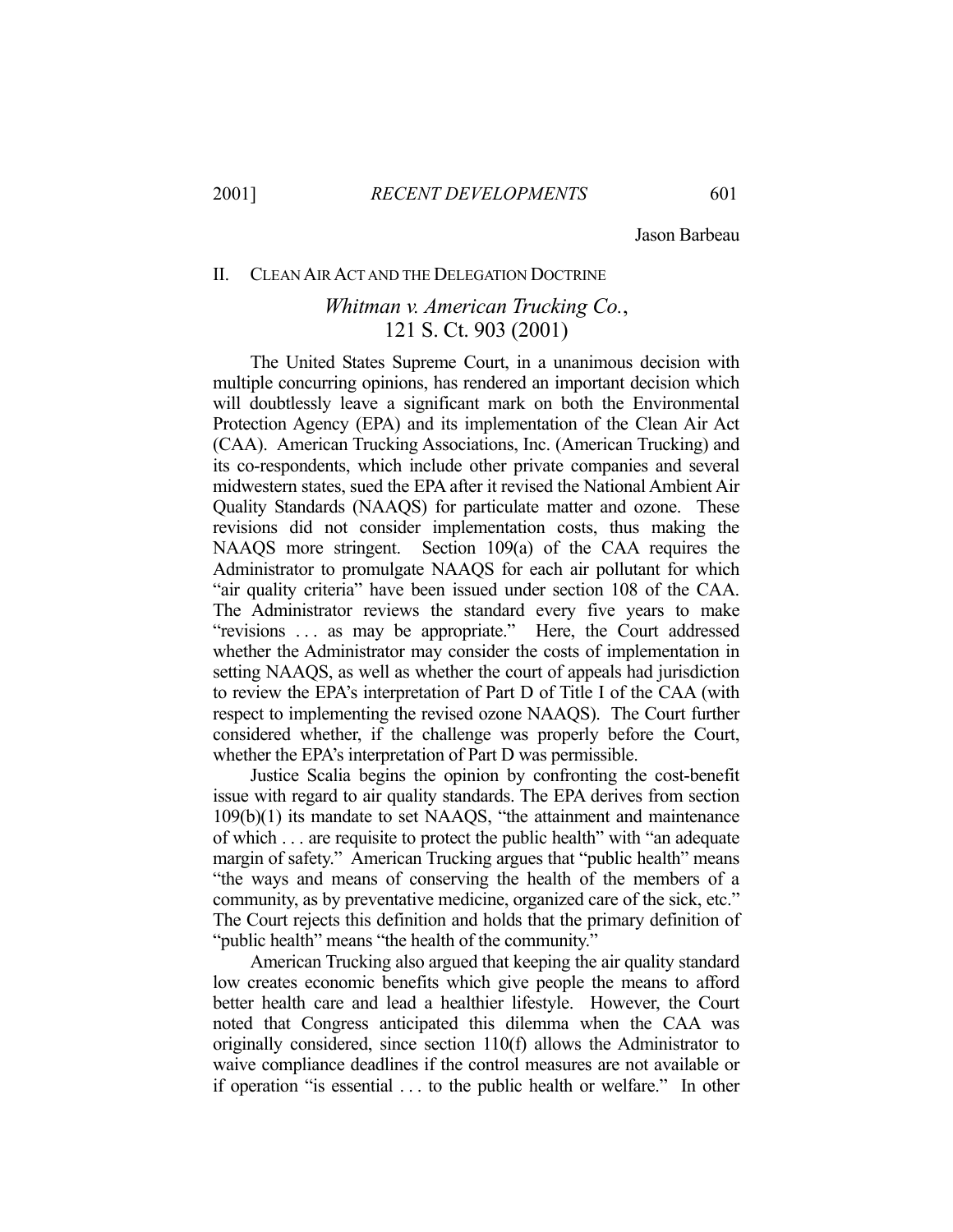Jason Barbeau

## II. CLEAN AIR ACT AND THE DELEGATION DOCTRINE

### *Whitman v. American Trucking Co.*, 121 S. Ct. 903 (2001)

The United States Supreme Court, in a unanimous decision with multiple concurring opinions, has rendered an important decision which will doubtlessly leave a significant mark on both the Environmental Protection Agency (EPA) and its implementation of the Clean Air Act (CAA). American Trucking Associations, Inc. (American Trucking) and its co-respondents, which include other private companies and several midwestern states, sued the EPA after it revised the National Ambient Air Quality Standards (NAAQS) for particulate matter and ozone. These revisions did not consider implementation costs, thus making the NAAQS more stringent. Section 109(a) of the CAA requires the Administrator to promulgate NAAQS for each air pollutant for which "air quality criteria" have been issued under section 108 of the CAA. The Administrator reviews the standard every five years to make "revisions . . . as may be appropriate." Here, the Court addressed whether the Administrator may consider the costs of implementation in setting NAAQS, as well as whether the court of appeals had jurisdiction to review the EPA's interpretation of Part D of Title I of the CAA (with respect to implementing the revised ozone NAAQS). The Court further considered whether, if the challenge was properly before the Court, whether the EPA's interpretation of Part D was permissible.

Justice Scalia begins the opinion by confronting the cost-benefit issue with regard to air quality standards. The EPA derives from section 109(b)(1) its mandate to set NAAQS, "the attainment and maintenance of which . . . are requisite to protect the public health" with "an adequate margin of safety." American Trucking argues that "public health" means "the ways and means of conserving the health of the members of a community, as by preventative medicine, organized care of the sick, etc." The Court rejects this definition and holds that the primary definition of "public health" means "the health of the community."

American Trucking also argued that keeping the air quality standard low creates economic benefits which give people the means to afford better health care and lead a healthier lifestyle. However, the Court noted that Congress anticipated this dilemma when the CAA was originally considered, since section 110(f) allows the Administrator to waive compliance deadlines if the control measures are not available or if operation "is essential . . . to the public health or welfare." In other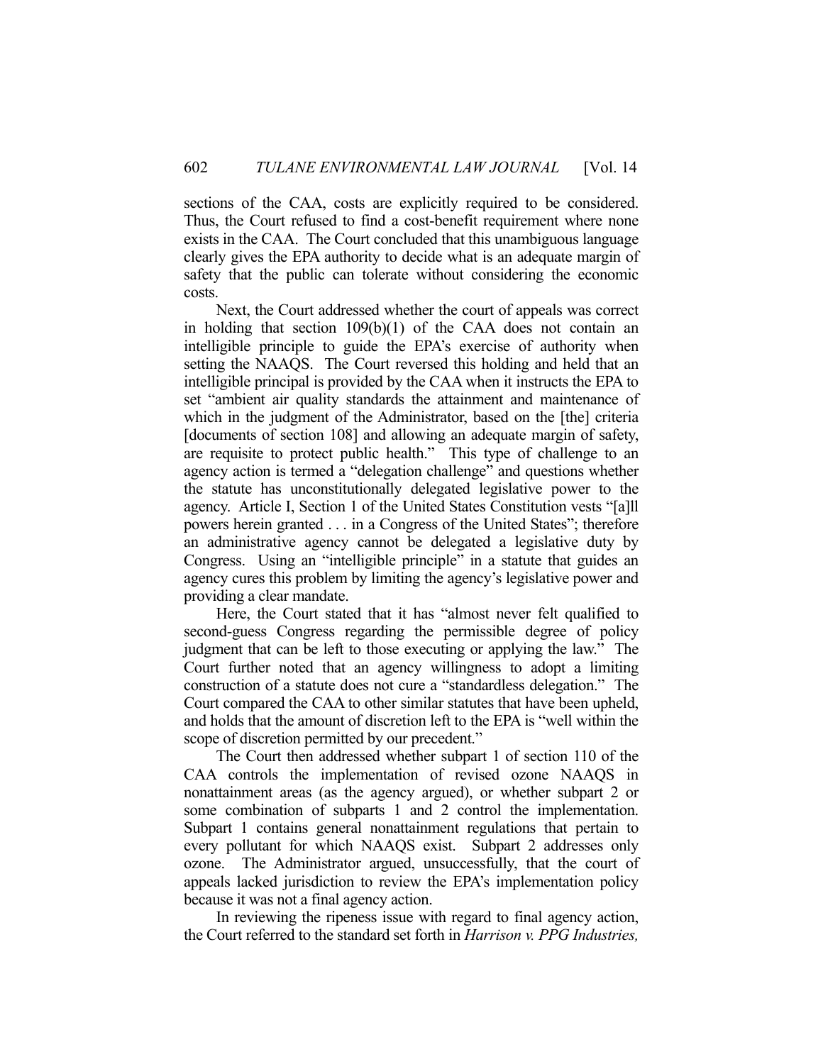sections of the CAA, costs are explicitly required to be considered. Thus, the Court refused to find a cost-benefit requirement where none exists in the CAA. The Court concluded that this unambiguous language clearly gives the EPA authority to decide what is an adequate margin of safety that the public can tolerate without considering the economic costs.

Next, the Court addressed whether the court of appeals was correct in holding that section 109(b)(1) of the CAA does not contain an intelligible principle to guide the EPA's exercise of authority when setting the NAAQS. The Court reversed this holding and held that an intelligible principal is provided by the CAA when it instructs the EPA to set "ambient air quality standards the attainment and maintenance of which in the judgment of the Administrator, based on the [the] criteria [documents of section 108] and allowing an adequate margin of safety, are requisite to protect public health." This type of challenge to an agency action is termed a "delegation challenge" and questions whether the statute has unconstitutionally delegated legislative power to the agency. Article I, Section 1 of the United States Constitution vests "[a]ll powers herein granted . . . in a Congress of the United States"; therefore an administrative agency cannot be delegated a legislative duty by Congress. Using an "intelligible principle" in a statute that guides an agency cures this problem by limiting the agency's legislative power and providing a clear mandate.

Here, the Court stated that it has "almost never felt qualified to second-guess Congress regarding the permissible degree of policy judgment that can be left to those executing or applying the law." The Court further noted that an agency willingness to adopt a limiting construction of a statute does not cure a "standardless delegation." The Court compared the CAA to other similar statutes that have been upheld, and holds that the amount of discretion left to the EPA is "well within the scope of discretion permitted by our precedent."

The Court then addressed whether subpart 1 of section 110 of the CAA controls the implementation of revised ozone NAAQS in nonattainment areas (as the agency argued), or whether subpart 2 or some combination of subparts 1 and 2 control the implementation. Subpart 1 contains general nonattainment regulations that pertain to every pollutant for which NAAQS exist. Subpart 2 addresses only ozone. The Administrator argued, unsuccessfully, that the court of appeals lacked jurisdiction to review the EPA's implementation policy because it was not a final agency action.

In reviewing the ripeness issue with regard to final agency action, the Court referred to the standard set forth in *Harrison v. PPG Industries,*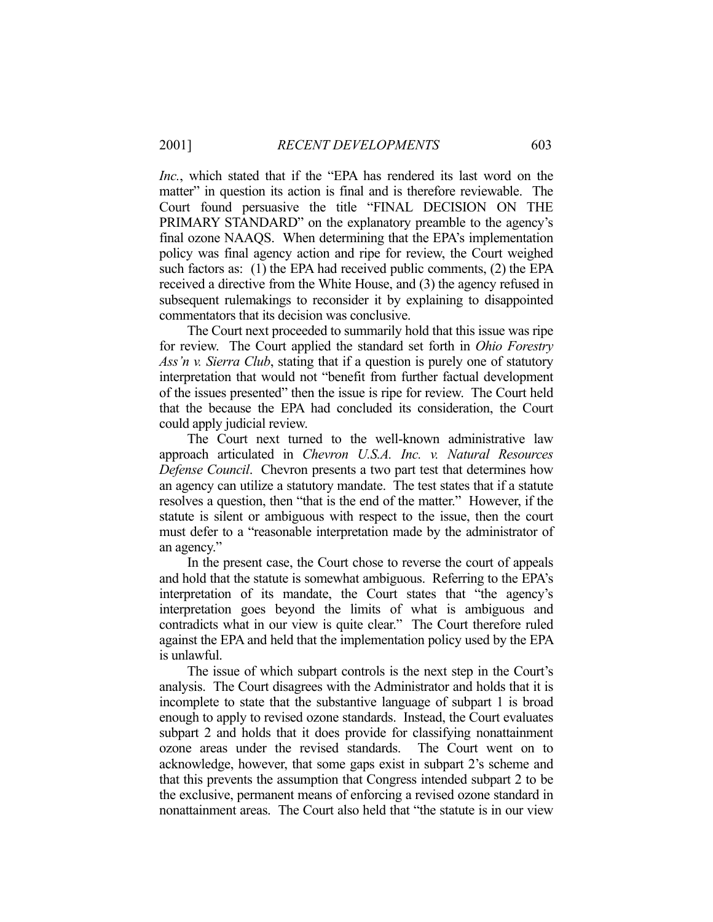*Inc.*, which stated that if the "EPA has rendered its last word on the matter" in question its action is final and is therefore reviewable. The Court found persuasive the title "FINAL DECISION ON THE PRIMARY STANDARD" on the explanatory preamble to the agency's final ozone NAAQS. When determining that the EPA's implementation policy was final agency action and ripe for review, the Court weighed such factors as: (1) the EPA had received public comments, (2) the EPA received a directive from the White House, and (3) the agency refused in subsequent rulemakings to reconsider it by explaining to disappointed commentators that its decision was conclusive.

The Court next proceeded to summarily hold that this issue was ripe for review. The Court applied the standard set forth in *Ohio Forestry Ass'n v. Sierra Club*, stating that if a question is purely one of statutory interpretation that would not "benefit from further factual development of the issues presented" then the issue is ripe for review. The Court held that the because the EPA had concluded its consideration, the Court could apply judicial review.

The Court next turned to the well-known administrative law approach articulated in *Chevron U.S.A. Inc. v. Natural Resources Defense Council*. Chevron presents a two part test that determines how an agency can utilize a statutory mandate. The test states that if a statute resolves a question, then "that is the end of the matter." However, if the statute is silent or ambiguous with respect to the issue, then the court must defer to a "reasonable interpretation made by the administrator of an agency."

In the present case, the Court chose to reverse the court of appeals and hold that the statute is somewhat ambiguous. Referring to the EPA's interpretation of its mandate, the Court states that "the agency's interpretation goes beyond the limits of what is ambiguous and contradicts what in our view is quite clear." The Court therefore ruled against the EPA and held that the implementation policy used by the EPA is unlawful.

The issue of which subpart controls is the next step in the Court's analysis. The Court disagrees with the Administrator and holds that it is incomplete to state that the substantive language of subpart 1 is broad enough to apply to revised ozone standards. Instead, the Court evaluates subpart 2 and holds that it does provide for classifying nonattainment ozone areas under the revised standards. The Court went on to acknowledge, however, that some gaps exist in subpart 2's scheme and that this prevents the assumption that Congress intended subpart 2 to be the exclusive, permanent means of enforcing a revised ozone standard in nonattainment areas. The Court also held that "the statute is in our view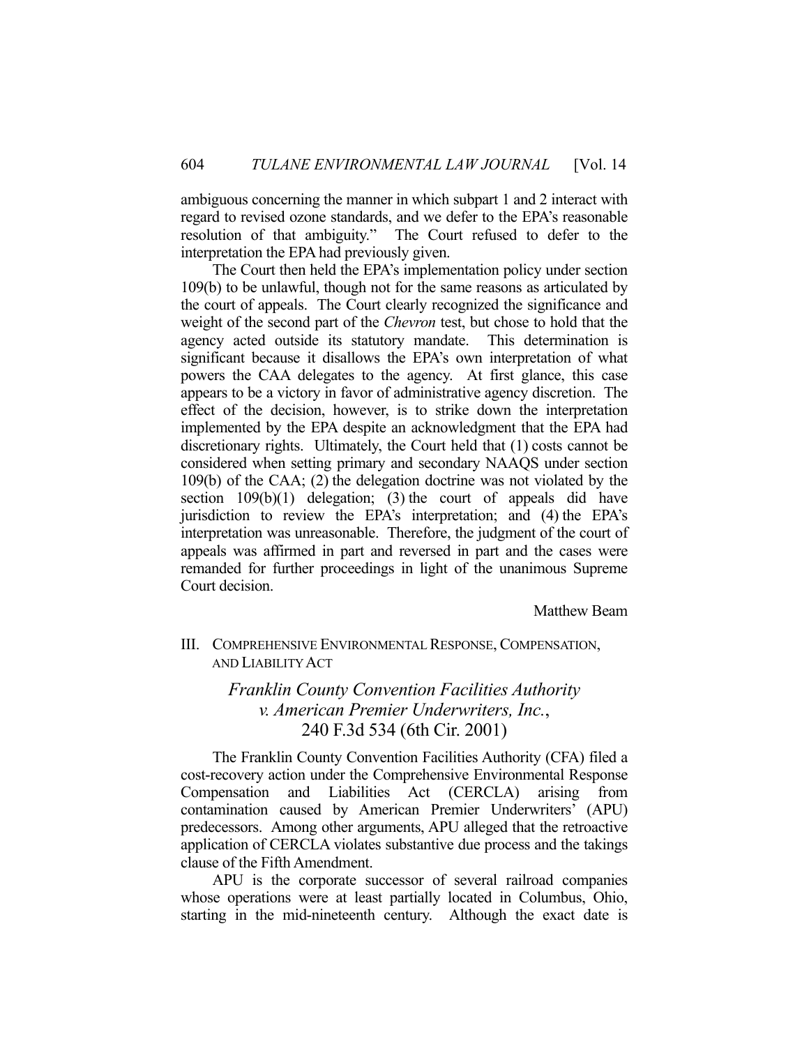ambiguous concerning the manner in which subpart 1 and 2 interact with regard to revised ozone standards, and we defer to the EPA's reasonable resolution of that ambiguity." The Court refused to defer to the interpretation the EPA had previously given.

The Court then held the EPA's implementation policy under section 109(b) to be unlawful, though not for the same reasons as articulated by the court of appeals. The Court clearly recognized the significance and weight of the second part of the *Chevron* test, but chose to hold that the agency acted outside its statutory mandate. This determination is significant because it disallows the EPA's own interpretation of what powers the CAA delegates to the agency. At first glance, this case appears to be a victory in favor of administrative agency discretion. The effect of the decision, however, is to strike down the interpretation implemented by the EPA despite an acknowledgment that the EPA had discretionary rights. Ultimately, the Court held that (1) costs cannot be considered when setting primary and secondary NAAQS under section 109(b) of the CAA; (2) the delegation doctrine was not violated by the section 109(b)(1) delegation; (3) the court of appeals did have jurisdiction to review the EPA's interpretation; and (4) the EPA's interpretation was unreasonable. Therefore, the judgment of the court of appeals was affirmed in part and reversed in part and the cases were remanded for further proceedings in light of the unanimous Supreme Court decision.

Matthew Beam

## III. COMPREHENSIVE ENVIRONMENTAL RESPONSE, COMPENSATION, AND LIABILITY ACT

### *Franklin County Convention Facilities Authority v. American Premier Underwriters, Inc.*, 240 F.3d 534 (6th Cir. 2001)

The Franklin County Convention Facilities Authority (CFA) filed a cost-recovery action under the Comprehensive Environmental Response Compensation and Liabilities Act (CERCLA) arising from contamination caused by American Premier Underwriters' (APU) predecessors. Among other arguments, APU alleged that the retroactive application of CERCLA violates substantive due process and the takings clause of the Fifth Amendment.

APU is the corporate successor of several railroad companies whose operations were at least partially located in Columbus, Ohio, starting in the mid-nineteenth century. Although the exact date is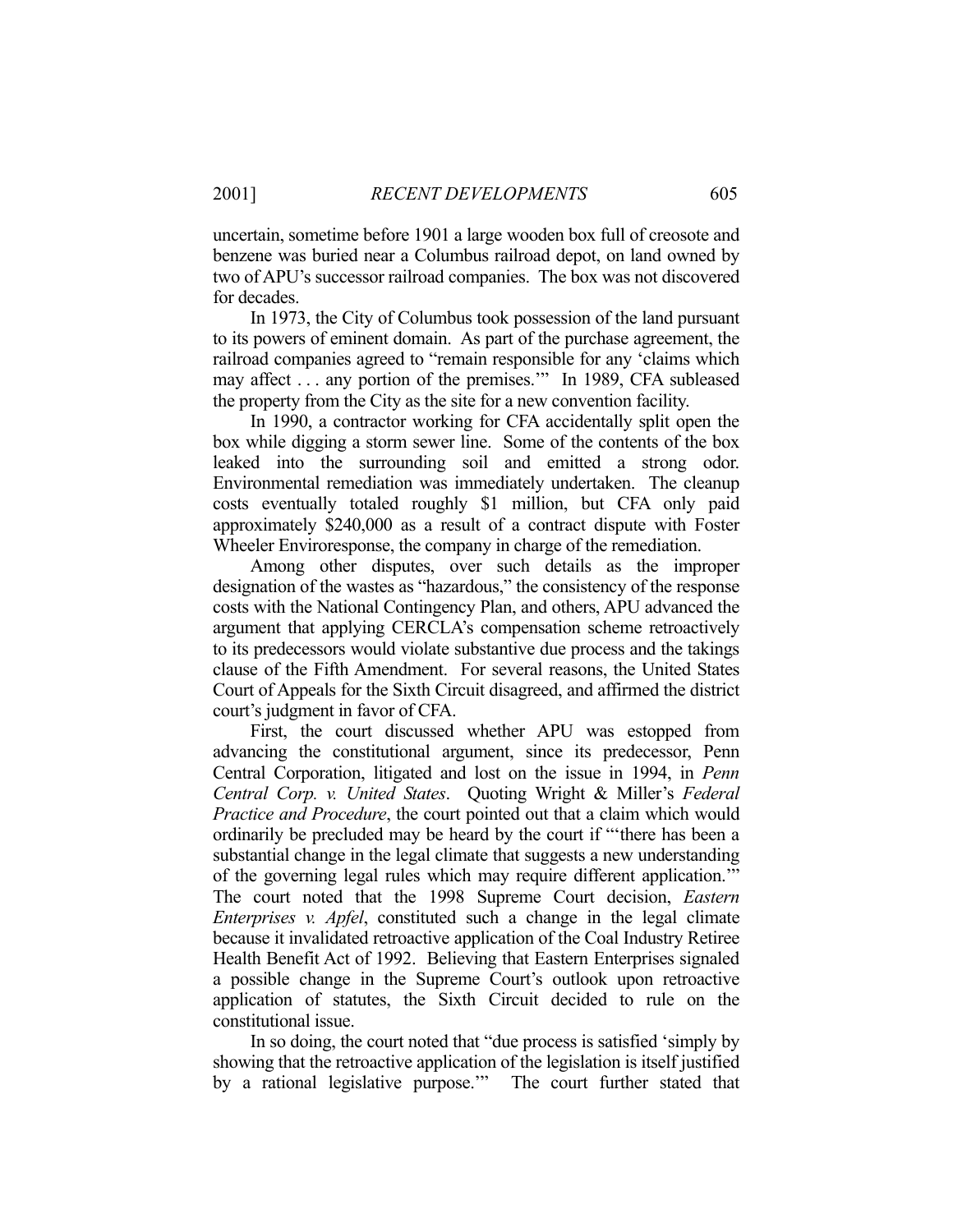uncertain, sometime before 1901 a large wooden box full of creosote and benzene was buried near a Columbus railroad depot, on land owned by two of APU's successor railroad companies. The box was not discovered for decades.

In 1973, the City of Columbus took possession of the land pursuant to its powers of eminent domain. As part of the purchase agreement, the railroad companies agreed to "remain responsible for any 'claims which may affect . . . any portion of the premises.'" In 1989, CFA subleased the property from the City as the site for a new convention facility.

In 1990, a contractor working for CFA accidentally split open the box while digging a storm sewer line. Some of the contents of the box leaked into the surrounding soil and emitted a strong odor. Environmental remediation was immediately undertaken. The cleanup costs eventually totaled roughly $1 million, but CFA only paid approximately $240,000 as a result of a contract dispute with Foster Wheeler Enviroresponse, the company in charge of the remediation.

Among other disputes, over such details as the improper designation of the wastes as "hazardous," the consistency of the response costs with the National Contingency Plan, and others, APU advanced the argument that applying CERCLA's compensation scheme retroactively to its predecessors would violate substantive due process and the takings clause of the Fifth Amendment. For several reasons, the United States Court of Appeals for the Sixth Circuit disagreed, and affirmed the district court's judgment in favor of CFA.

First, the court discussed whether APU was estopped from advancing the constitutional argument, since its predecessor, Penn Central Corporation, litigated and lost on the issue in 1994, in *Penn Central Corp. v. United States*. Quoting Wright & Miller's *Federal Practice and Procedure*, the court pointed out that a claim which would ordinarily be precluded may be heard by the court if "'there has been a substantial change in the legal climate that suggests a new understanding of the governing legal rules which may require different application.'" The court noted that the 1998 Supreme Court decision, *Eastern Enterprises v. Apfel*, constituted such a change in the legal climate because it invalidated retroactive application of the Coal Industry Retiree Health Benefit Act of 1992. Believing that Eastern Enterprises signaled a possible change in the Supreme Court's outlook upon retroactive application of statutes, the Sixth Circuit decided to rule on the constitutional issue.

In so doing, the court noted that "due process is satisfied 'simply by showing that the retroactive application of the legislation is itself justified by a rational legislative purpose.'" The court further stated that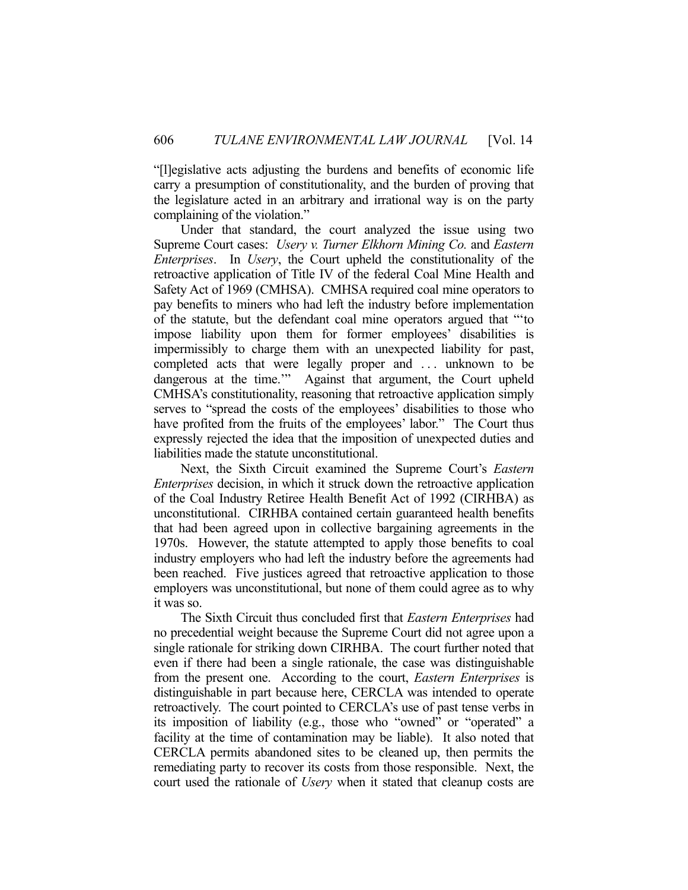"[l]egislative acts adjusting the burdens and benefits of economic life carry a presumption of constitutionality, and the burden of proving that the legislature acted in an arbitrary and irrational way is on the party complaining of the violation."

Under that standard, the court analyzed the issue using two Supreme Court cases: *Usery v. Turner Elkhorn Mining Co.* and *Eastern Enterprises*. In *Usery*, the Court upheld the constitutionality of the retroactive application of Title IV of the federal Coal Mine Health and Safety Act of 1969 (CMHSA). CMHSA required coal mine operators to pay benefits to miners who had left the industry before implementation of the statute, but the defendant coal mine operators argued that "'to impose liability upon them for former employees' disabilities is impermissibly to charge them with an unexpected liability for past, completed acts that were legally proper and . . . unknown to be dangerous at the time.'" Against that argument, the Court upheld CMHSA's constitutionality, reasoning that retroactive application simply serves to "spread the costs of the employees' disabilities to those who have profited from the fruits of the employees' labor." The Court thus expressly rejected the idea that the imposition of unexpected duties and liabilities made the statute unconstitutional.

Next, the Sixth Circuit examined the Supreme Court's *Eastern Enterprises* decision, in which it struck down the retroactive application of the Coal Industry Retiree Health Benefit Act of 1992 (CIRHBA) as unconstitutional. CIRHBA contained certain guaranteed health benefits that had been agreed upon in collective bargaining agreements in the 1970s. However, the statute attempted to apply those benefits to coal industry employers who had left the industry before the agreements had been reached. Five justices agreed that retroactive application to those employers was unconstitutional, but none of them could agree as to why it was so.

The Sixth Circuit thus concluded first that *Eastern Enterprises* had no precedential weight because the Supreme Court did not agree upon a single rationale for striking down CIRHBA. The court further noted that even if there had been a single rationale, the case was distinguishable from the present one. According to the court, *Eastern Enterprises* is distinguishable in part because here, CERCLA was intended to operate retroactively. The court pointed to CERCLA's use of past tense verbs in its imposition of liability (e.g., those who "owned" or "operated" a facility at the time of contamination may be liable). It also noted that CERCLA permits abandoned sites to be cleaned up, then permits the remediating party to recover its costs from those responsible. Next, the court used the rationale of *Usery* when it stated that cleanup costs are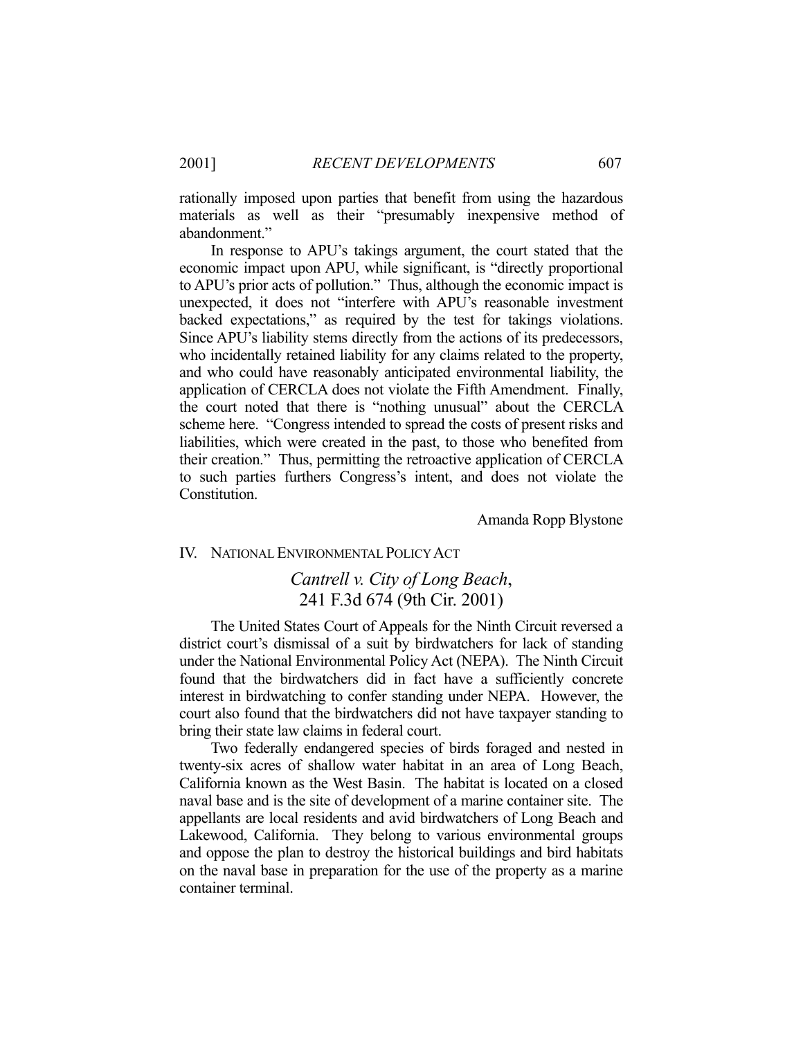rationally imposed upon parties that benefit from using the hazardous materials as well as their "presumably inexpensive method of abandonment."

In response to APU's takings argument, the court stated that the economic impact upon APU, while significant, is "directly proportional to APU's prior acts of pollution." Thus, although the economic impact is unexpected, it does not "interfere with APU's reasonable investment backed expectations," as required by the test for takings violations. Since APU's liability stems directly from the actions of its predecessors, who incidentally retained liability for any claims related to the property, and who could have reasonably anticipated environmental liability, the application of CERCLA does not violate the Fifth Amendment. Finally, the court noted that there is "nothing unusual" about the CERCLA scheme here. "Congress intended to spread the costs of present risks and liabilities, which were created in the past, to those who benefited from their creation." Thus, permitting the retroactive application of CERCLA to such parties furthers Congress's intent, and does not violate the Constitution.

Amanda Ropp Blystone

## IV. NATIONAL ENVIRONMENTAL POLICY ACT

### *Cantrell v. City of Long Beach*, 241 F.3d 674 (9th Cir. 2001)

The United States Court of Appeals for the Ninth Circuit reversed a district court's dismissal of a suit by birdwatchers for lack of standing under the National Environmental Policy Act (NEPA). The Ninth Circuit found that the birdwatchers did in fact have a sufficiently concrete interest in birdwatching to confer standing under NEPA. However, the court also found that the birdwatchers did not have taxpayer standing to bring their state law claims in federal court.

Two federally endangered species of birds foraged and nested in twenty-six acres of shallow water habitat in an area of Long Beach, California known as the West Basin. The habitat is located on a closed naval base and is the site of development of a marine container site. The appellants are local residents and avid birdwatchers of Long Beach and Lakewood, California. They belong to various environmental groups and oppose the plan to destroy the historical buildings and bird habitats on the naval base in preparation for the use of the property as a marine container terminal.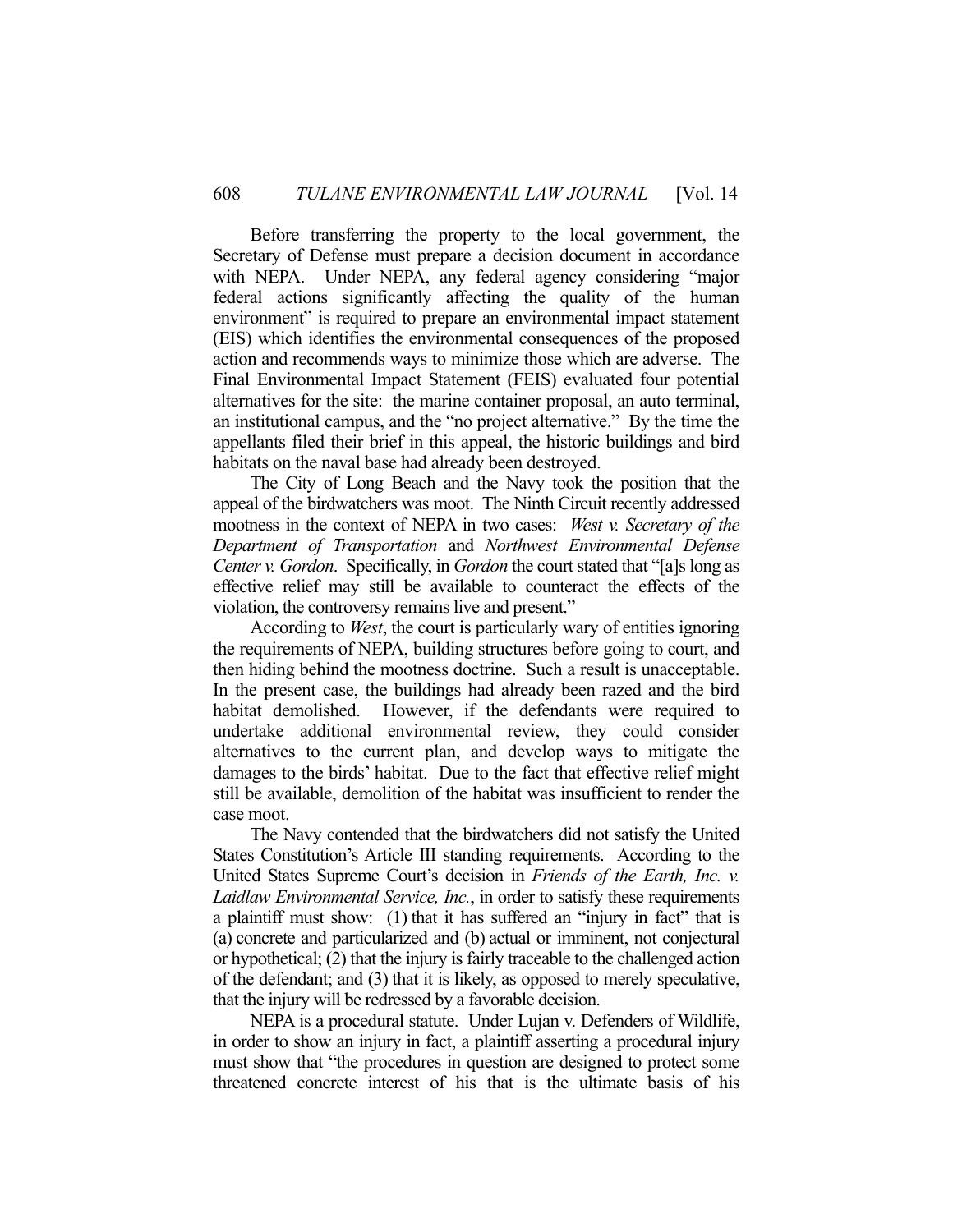Before transferring the property to the local government, the Secretary of Defense must prepare a decision document in accordance with NEPA. Under NEPA, any federal agency considering "major federal actions significantly affecting the quality of the human environment" is required to prepare an environmental impact statement (EIS) which identifies the environmental consequences of the proposed action and recommends ways to minimize those which are adverse. The Final Environmental Impact Statement (FEIS) evaluated four potential alternatives for the site: the marine container proposal, an auto terminal, an institutional campus, and the "no project alternative." By the time the appellants filed their brief in this appeal, the historic buildings and bird habitats on the naval base had already been destroyed.

The City of Long Beach and the Navy took the position that the appeal of the birdwatchers was moot. The Ninth Circuit recently addressed mootness in the context of NEPA in two cases: *West v. Secretary of the Department of Transportation* and *Northwest Environmental Defense Center v. Gordon*. Specifically, in *Gordon* the court stated that "[a]s long as effective relief may still be available to counteract the effects of the violation, the controversy remains live and present."

According to *West*, the court is particularly wary of entities ignoring the requirements of NEPA, building structures before going to court, and then hiding behind the mootness doctrine. Such a result is unacceptable. In the present case, the buildings had already been razed and the bird habitat demolished. However, if the defendants were required to undertake additional environmental review, they could consider alternatives to the current plan, and develop ways to mitigate the damages to the birds' habitat. Due to the fact that effective relief might still be available, demolition of the habitat was insufficient to render the case moot.

The Navy contended that the birdwatchers did not satisfy the United States Constitution's Article III standing requirements. According to the United States Supreme Court's decision in *Friends of the Earth, Inc. v. Laidlaw Environmental Service, Inc.*, in order to satisfy these requirements a plaintiff must show: (1) that it has suffered an "injury in fact" that is (a) concrete and particularized and (b) actual or imminent, not conjectural or hypothetical; (2) that the injury is fairly traceable to the challenged action of the defendant; and (3) that it is likely, as opposed to merely speculative, that the injury will be redressed by a favorable decision.

NEPA is a procedural statute. Under Lujan v. Defenders of Wildlife, in order to show an injury in fact, a plaintiff asserting a procedural injury must show that "the procedures in question are designed to protect some threatened concrete interest of his that is the ultimate basis of his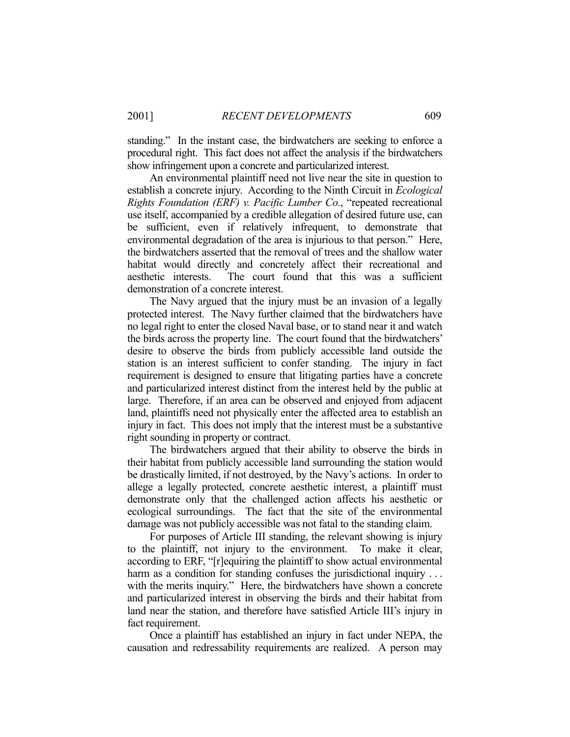standing." In the instant case, the birdwatchers are seeking to enforce a procedural right. This fact does not affect the analysis if the birdwatchers show infringement upon a concrete and particularized interest.

An environmental plaintiff need not live near the site in question to establish a concrete injury. According to the Ninth Circuit in *Ecological Rights Foundation (ERF) v. Pacific Lumber Co.*, "repeated recreational use itself, accompanied by a credible allegation of desired future use, can be sufficient, even if relatively infrequent, to demonstrate that environmental degradation of the area is injurious to that person." Here, the birdwatchers asserted that the removal of trees and the shallow water habitat would directly and concretely affect their recreational and aesthetic interests. The court found that this was a sufficient demonstration of a concrete interest.

The Navy argued that the injury must be an invasion of a legally protected interest. The Navy further claimed that the birdwatchers have no legal right to enter the closed Naval base, or to stand near it and watch the birds across the property line. The court found that the birdwatchers' desire to observe the birds from publicly accessible land outside the station is an interest sufficient to confer standing. The injury in fact requirement is designed to ensure that litigating parties have a concrete and particularized interest distinct from the interest held by the public at large. Therefore, if an area can be observed and enjoyed from adjacent land, plaintiffs need not physically enter the affected area to establish an injury in fact. This does not imply that the interest must be a substantive right sounding in property or contract.

The birdwatchers argued that their ability to observe the birds in their habitat from publicly accessible land surrounding the station would be drastically limited, if not destroyed, by the Navy's actions. In order to allege a legally protected, concrete aesthetic interest, a plaintiff must demonstrate only that the challenged action affects his aesthetic or ecological surroundings. The fact that the site of the environmental damage was not publicly accessible was not fatal to the standing claim.

For purposes of Article III standing, the relevant showing is injury to the plaintiff, not injury to the environment. To make it clear, according to ERF, "[r]equiring the plaintiff to show actual environmental harm as a condition for standing confuses the jurisdictional inquiry . . . with the merits inquiry." Here, the birdwatchers have shown a concrete and particularized interest in observing the birds and their habitat from land near the station, and therefore have satisfied Article III's injury in fact requirement.

Once a plaintiff has established an injury in fact under NEPA, the causation and redressability requirements are realized. A person may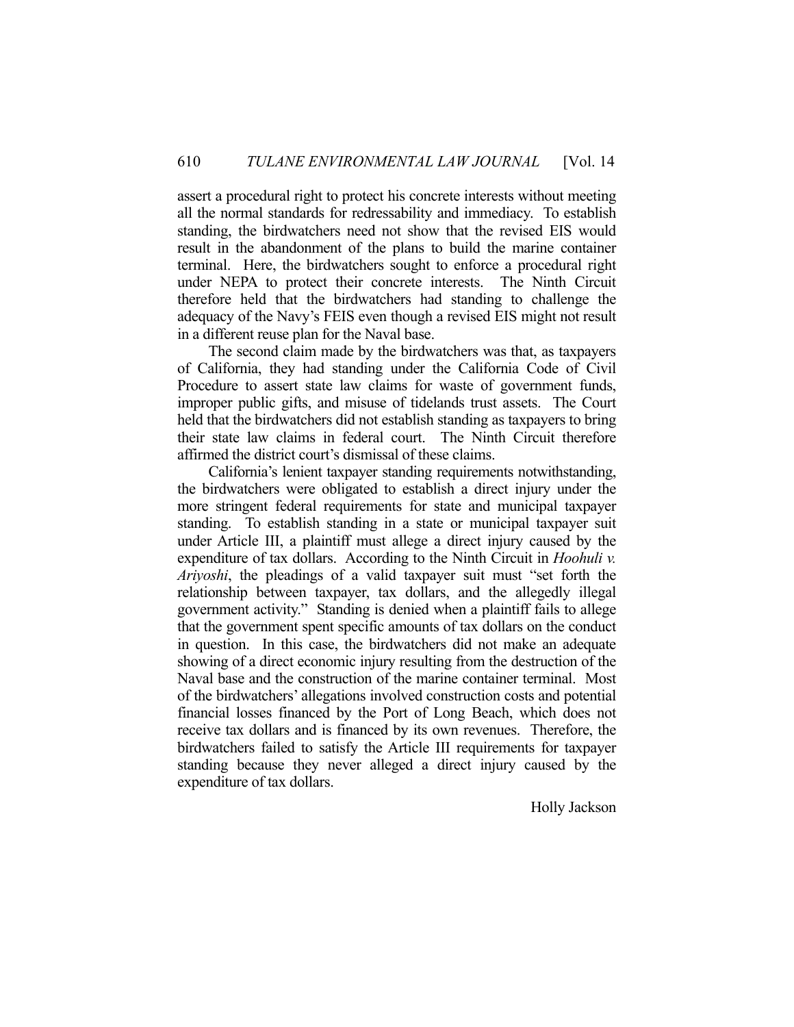assert a procedural right to protect his concrete interests without meeting all the normal standards for redressability and immediacy. To establish standing, the birdwatchers need not show that the revised EIS would result in the abandonment of the plans to build the marine container terminal. Here, the birdwatchers sought to enforce a procedural right under NEPA to protect their concrete interests. The Ninth Circuit therefore held that the birdwatchers had standing to challenge the adequacy of the Navy's FEIS even though a revised EIS might not result in a different reuse plan for the Naval base.

The second claim made by the birdwatchers was that, as taxpayers of California, they had standing under the California Code of Civil Procedure to assert state law claims for waste of government funds, improper public gifts, and misuse of tidelands trust assets. The Court held that the birdwatchers did not establish standing as taxpayers to bring their state law claims in federal court. The Ninth Circuit therefore affirmed the district court's dismissal of these claims.

California's lenient taxpayer standing requirements notwithstanding, the birdwatchers were obligated to establish a direct injury under the more stringent federal requirements for state and municipal taxpayer standing. To establish standing in a state or municipal taxpayer suit under Article III, a plaintiff must allege a direct injury caused by the expenditure of tax dollars. According to the Ninth Circuit in *Hoohuli v. Ariyoshi*, the pleadings of a valid taxpayer suit must "set forth the relationship between taxpayer, tax dollars, and the allegedly illegal government activity." Standing is denied when a plaintiff fails to allege that the government spent specific amounts of tax dollars on the conduct in question. In this case, the birdwatchers did not make an adequate showing of a direct economic injury resulting from the destruction of the Naval base and the construction of the marine container terminal. Most of the birdwatchers' allegations involved construction costs and potential financial losses financed by the Port of Long Beach, which does not receive tax dollars and is financed by its own revenues. Therefore, the birdwatchers failed to satisfy the Article III requirements for taxpayer standing because they never alleged a direct injury caused by the expenditure of tax dollars.

Holly Jackson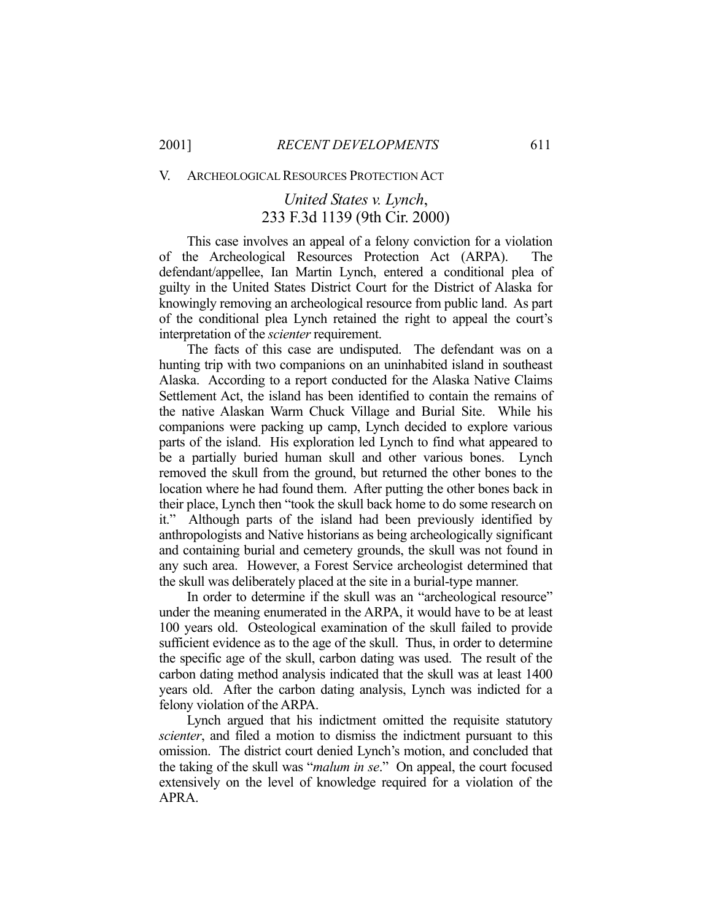## V. ARCHEOLOGICAL RESOURCES PROTECTION ACT

### *United States v. Lynch*, 233 F.3d 1139 (9th Cir. 2000)

This case involves an appeal of a felony conviction for a violation of the Archeological Resources Protection Act (ARPA). The defendant/appellee, Ian Martin Lynch, entered a conditional plea of guilty in the United States District Court for the District of Alaska for knowingly removing an archeological resource from public land. As part of the conditional plea Lynch retained the right to appeal the court's interpretation of the *scienter* requirement.

The facts of this case are undisputed. The defendant was on a hunting trip with two companions on an uninhabited island in southeast Alaska. According to a report conducted for the Alaska Native Claims Settlement Act, the island has been identified to contain the remains of the native Alaskan Warm Chuck Village and Burial Site. While his companions were packing up camp, Lynch decided to explore various parts of the island. His exploration led Lynch to find what appeared to be a partially buried human skull and other various bones. Lynch removed the skull from the ground, but returned the other bones to the location where he had found them. After putting the other bones back in their place, Lynch then "took the skull back home to do some research on it." Although parts of the island had been previously identified by anthropologists and Native historians as being archeologically significant and containing burial and cemetery grounds, the skull was not found in any such area. However, a Forest Service archeologist determined that the skull was deliberately placed at the site in a burial-type manner.

In order to determine if the skull was an "archeological resource" under the meaning enumerated in the ARPA, it would have to be at least 100 years old. Osteological examination of the skull failed to provide sufficient evidence as to the age of the skull. Thus, in order to determine the specific age of the skull, carbon dating was used. The result of the carbon dating method analysis indicated that the skull was at least 1400 years old. After the carbon dating analysis, Lynch was indicted for a felony violation of the ARPA.

Lynch argued that his indictment omitted the requisite statutory *scienter*, and filed a motion to dismiss the indictment pursuant to this omission. The district court denied Lynch's motion, and concluded that the taking of the skull was "*malum in se*." On appeal, the court focused extensively on the level of knowledge required for a violation of the APRA.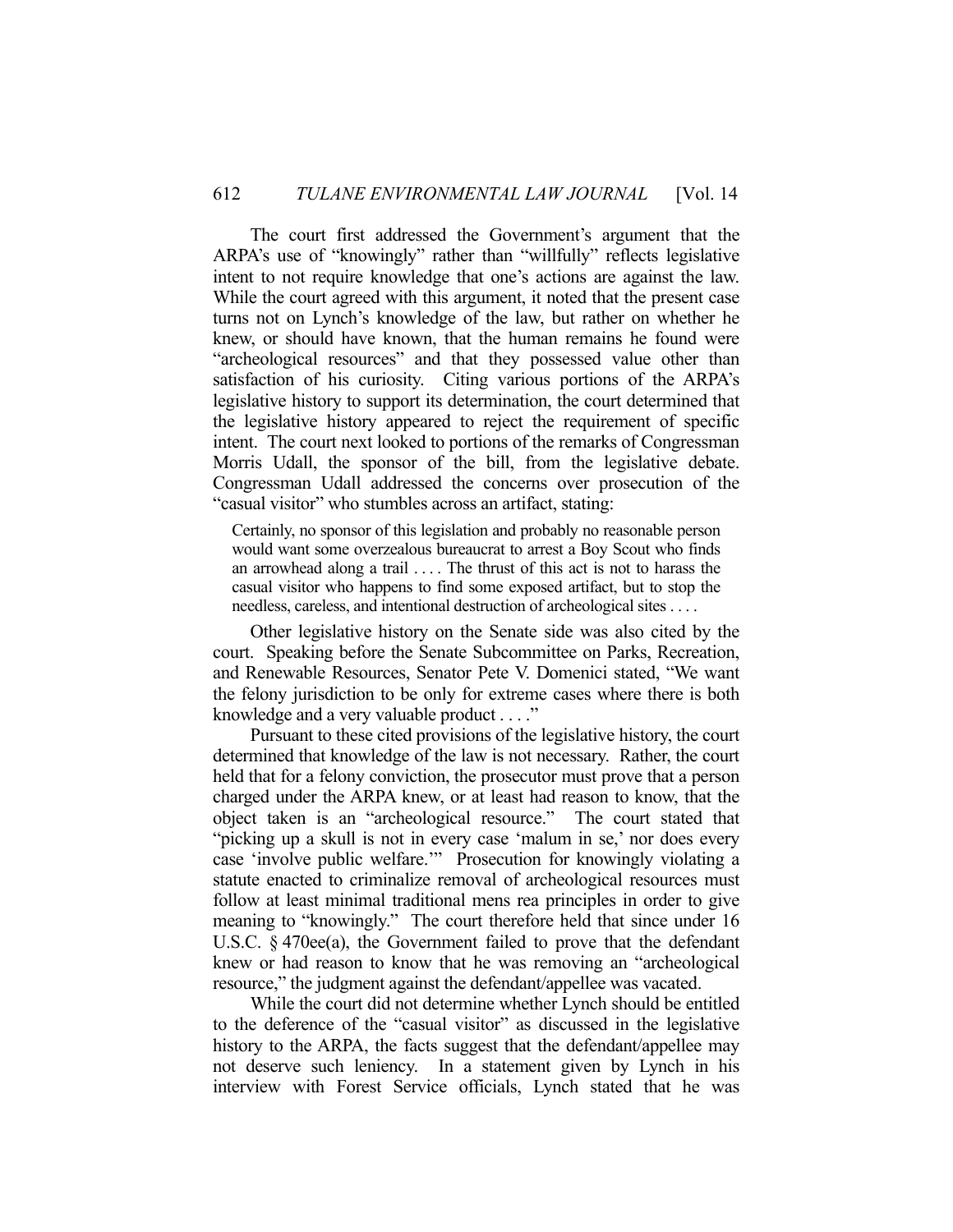The court first addressed the Government's argument that the ARPA's use of "knowingly" rather than "willfully" reflects legislative intent to not require knowledge that one's actions are against the law. While the court agreed with this argument, it noted that the present case turns not on Lynch's knowledge of the law, but rather on whether he knew, or should have known, that the human remains he found were "archeological resources" and that they possessed value other than satisfaction of his curiosity. Citing various portions of the ARPA's legislative history to support its determination, the court determined that the legislative history appeared to reject the requirement of specific intent. The court next looked to portions of the remarks of Congressman Morris Udall, the sponsor of the bill, from the legislative debate. Congressman Udall addressed the concerns over prosecution of the "casual visitor" who stumbles across an artifact, stating:

> Certainly, no sponsor of this legislation and probably no reasonable person would want some overzealous bureaucrat to arrest a Boy Scout who finds an arrowhead along a trail . . . . The thrust of this act is not to harass the casual visitor who happens to find some exposed artifact, but to stop the needless, careless, and intentional destruction of archeological sites . . . .

Other legislative history on the Senate side was also cited by the court. Speaking before the Senate Subcommittee on Parks, Recreation, and Renewable Resources, Senator Pete V. Domenici stated, "We want the felony jurisdiction to be only for extreme cases where there is both knowledge and a very valuable product . . . ."

Pursuant to these cited provisions of the legislative history, the court determined that knowledge of the law is not necessary. Rather, the court held that for a felony conviction, the prosecutor must prove that a person charged under the ARPA knew, or at least had reason to know, that the object taken is an "archeological resource." The court stated that "picking up a skull is not in every case 'malum in se,' nor does every case 'involve public welfare.'" Prosecution for knowingly violating a statute enacted to criminalize removal of archeological resources must follow at least minimal traditional mens rea principles in order to give meaning to "knowingly." The court therefore held that since under 16 U.S.C. § 470ee(a), the Government failed to prove that the defendant knew or had reason to know that he was removing an "archeological resource," the judgment against the defendant/appellee was vacated.

While the court did not determine whether Lynch should be entitled to the deference of the "casual visitor" as discussed in the legislative history to the ARPA, the facts suggest that the defendant/appellee may not deserve such leniency. In a statement given by Lynch in his interview with Forest Service officials, Lynch stated that he was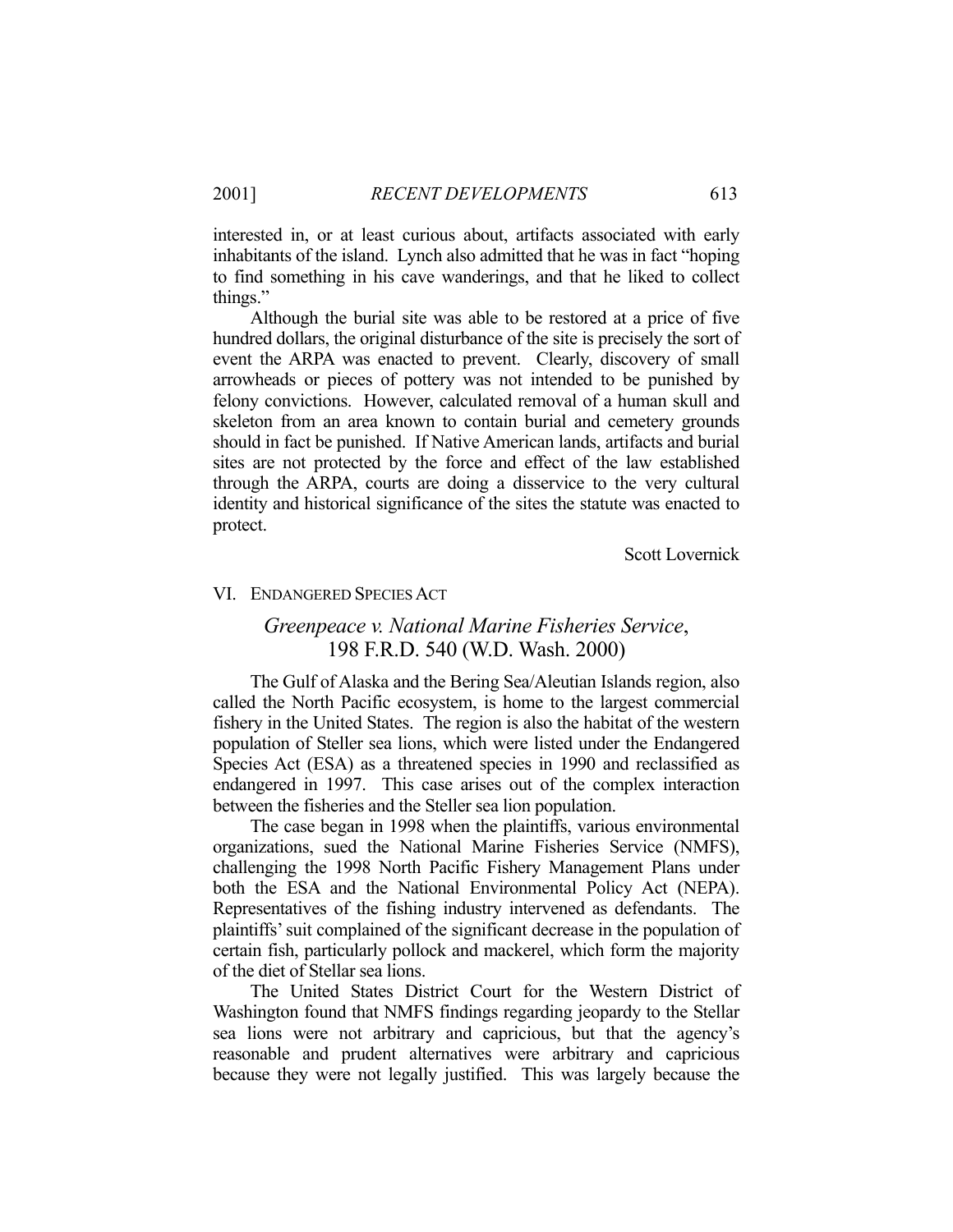interested in, or at least curious about, artifacts associated with early inhabitants of the island. Lynch also admitted that he was in fact "hoping to find something in his cave wanderings, and that he liked to collect things."

Although the burial site was able to be restored at a price of five hundred dollars, the original disturbance of the site is precisely the sort of event the ARPA was enacted to prevent. Clearly, discovery of small arrowheads or pieces of pottery was not intended to be punished by felony convictions. However, calculated removal of a human skull and skeleton from an area known to contain burial and cemetery grounds should in fact be punished. If Native American lands, artifacts and burial sites are not protected by the force and effect of the law established through the ARPA, courts are doing a disservice to the very cultural identity and historical significance of the sites the statute was enacted to protect.

Scott Lovernick

## VI. ENDANGERED SPECIES ACT

### *Greenpeace v. National Marine Fisheries Service*, 198 F.R.D. 540 (W.D. Wash. 2000)

The Gulf of Alaska and the Bering Sea/Aleutian Islands region, also called the North Pacific ecosystem, is home to the largest commercial fishery in the United States. The region is also the habitat of the western population of Steller sea lions, which were listed under the Endangered Species Act (ESA) as a threatened species in 1990 and reclassified as endangered in 1997. This case arises out of the complex interaction between the fisheries and the Steller sea lion population.

The case began in 1998 when the plaintiffs, various environmental organizations, sued the National Marine Fisheries Service (NMFS), challenging the 1998 North Pacific Fishery Management Plans under both the ESA and the National Environmental Policy Act (NEPA). Representatives of the fishing industry intervened as defendants. The plaintiffs' suit complained of the significant decrease in the population of certain fish, particularly pollock and mackerel, which form the majority of the diet of Stellar sea lions.

The United States District Court for the Western District of Washington found that NMFS findings regarding jeopardy to the Stellar sea lions were not arbitrary and capricious, but that the agency's reasonable and prudent alternatives were arbitrary and capricious because they were not legally justified. This was largely because the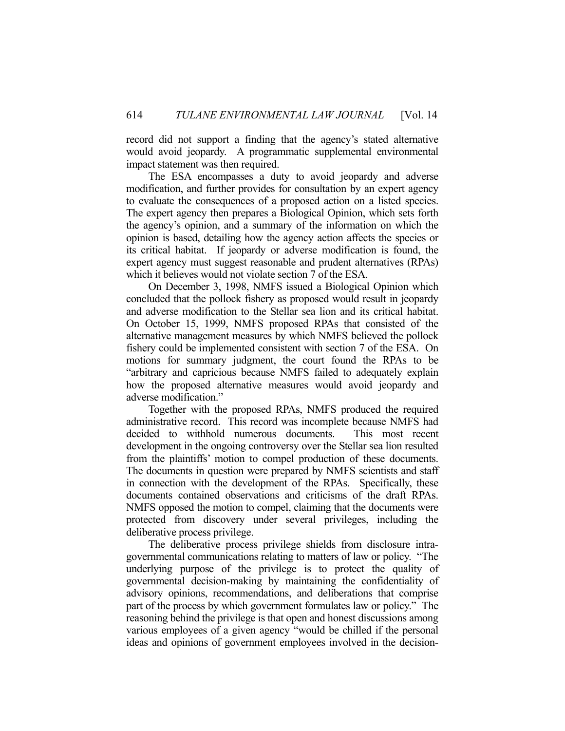record did not support a finding that the agency's stated alternative would avoid jeopardy. A programmatic supplemental environmental impact statement was then required.

The ESA encompasses a duty to avoid jeopardy and adverse modification, and further provides for consultation by an expert agency to evaluate the consequences of a proposed action on a listed species. The expert agency then prepares a Biological Opinion, which sets forth the agency's opinion, and a summary of the information on which the opinion is based, detailing how the agency action affects the species or its critical habitat. If jeopardy or adverse modification is found, the expert agency must suggest reasonable and prudent alternatives (RPAs) which it believes would not violate section 7 of the ESA.

On December 3, 1998, NMFS issued a Biological Opinion which concluded that the pollock fishery as proposed would result in jeopardy and adverse modification to the Stellar sea lion and its critical habitat. On October 15, 1999, NMFS proposed RPAs that consisted of the alternative management measures by which NMFS believed the pollock fishery could be implemented consistent with section 7 of the ESA. On motions for summary judgment, the court found the RPAs to be "arbitrary and capricious because NMFS failed to adequately explain how the proposed alternative measures would avoid jeopardy and adverse modification."

Together with the proposed RPAs, NMFS produced the required administrative record. This record was incomplete because NMFS had decided to withhold numerous documents. This most recent development in the ongoing controversy over the Stellar sea lion resulted from the plaintiffs' motion to compel production of these documents. The documents in question were prepared by NMFS scientists and staff in connection with the development of the RPAs. Specifically, these documents contained observations and criticisms of the draft RPAs. NMFS opposed the motion to compel, claiming that the documents were protected from discovery under several privileges, including the deliberative process privilege.

The deliberative process privilege shields from disclosure intra-governmental communications relating to matters of law or policy. "The underlying purpose of the privilege is to protect the quality of governmental decision-making by maintaining the confidentiality of advisory opinions, recommendations, and deliberations that comprise part of the process by which government formulates law or policy." The reasoning behind the privilege is that open and honest discussions among various employees of a given agency "would be chilled if the personal ideas and opinions of government employees involved in the decision-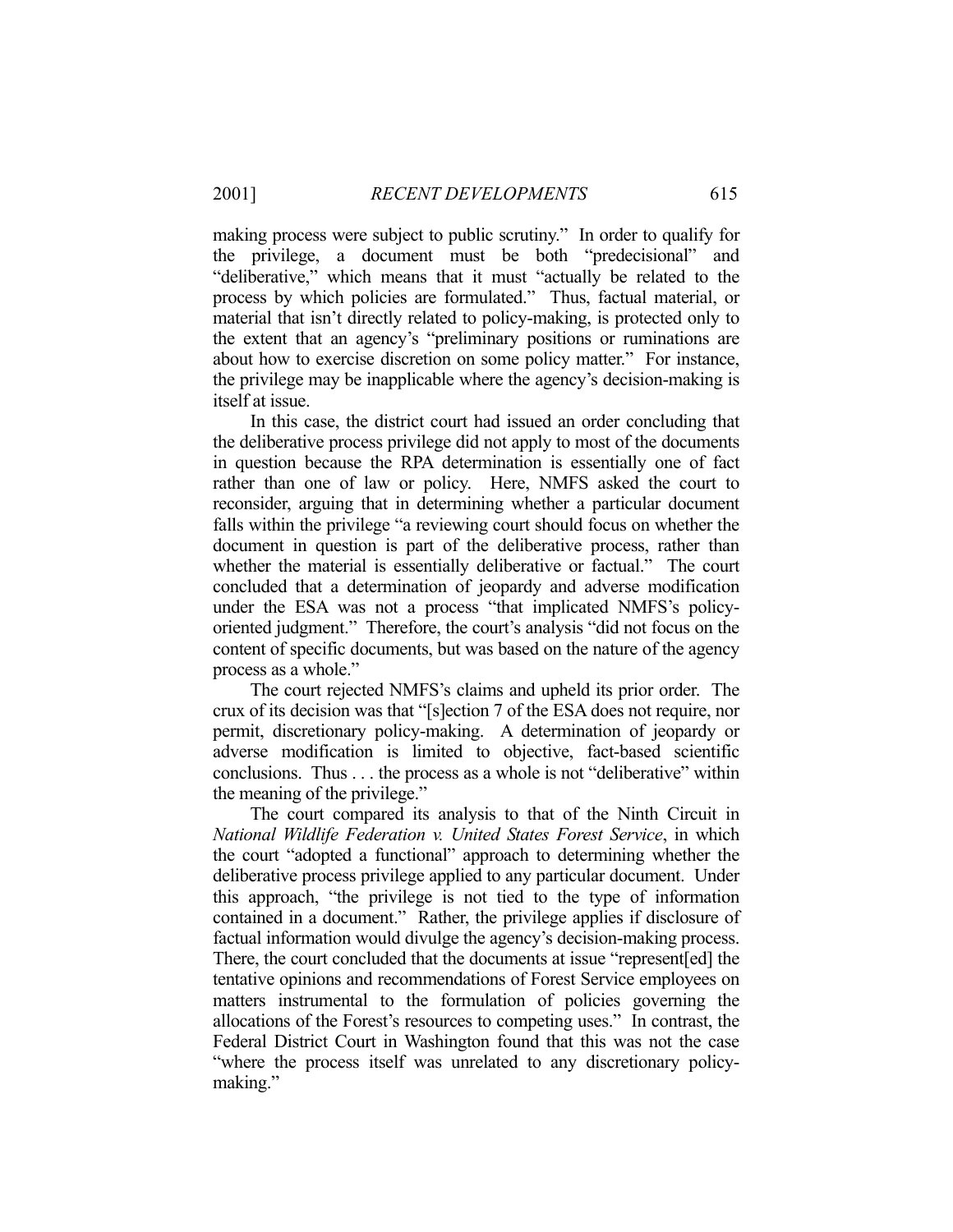making process were subject to public scrutiny." In order to qualify for the privilege, a document must be both "predecisional" and "deliberative," which means that it must "actually be related to the process by which policies are formulated." Thus, factual material, or material that isn't directly related to policy-making, is protected only to the extent that an agency's "preliminary positions or ruminations are about how to exercise discretion on some policy matter." For instance, the privilege may be inapplicable where the agency's decision-making is itself at issue.

In this case, the district court had issued an order concluding that the deliberative process privilege did not apply to most of the documents in question because the RPA determination is essentially one of fact rather than one of law or policy. Here, NMFS asked the court to reconsider, arguing that in determining whether a particular document falls within the privilege "a reviewing court should focus on whether the document in question is part of the deliberative process, rather than whether the material is essentially deliberative or factual." The court concluded that a determination of jeopardy and adverse modification under the ESA was not a process "that implicated NMFS's policy-oriented judgment." Therefore, the court's analysis "did not focus on the content of specific documents, but was based on the nature of the agency process as a whole."

The court rejected NMFS's claims and upheld its prior order. The crux of its decision was that "[s]ection 7 of the ESA does not require, nor permit, discretionary policy-making. A determination of jeopardy or adverse modification is limited to objective, fact-based scientific conclusions. Thus . . . the process as a whole is not "deliberative" within the meaning of the privilege."

The court compared its analysis to that of the Ninth Circuit in *National Wildlife Federation v. United States Forest Service*, in which the court "adopted a functional" approach to determining whether the deliberative process privilege applied to any particular document. Under this approach, "the privilege is not tied to the type of information contained in a document." Rather, the privilege applies if disclosure of factual information would divulge the agency's decision-making process. There, the court concluded that the documents at issue "represent[ed] the tentative opinions and recommendations of Forest Service employees on matters instrumental to the formulation of policies governing the allocations of the Forest's resources to competing uses." In contrast, the Federal District Court in Washington found that this was not the case "where the process itself was unrelated to any discretionary policy-making."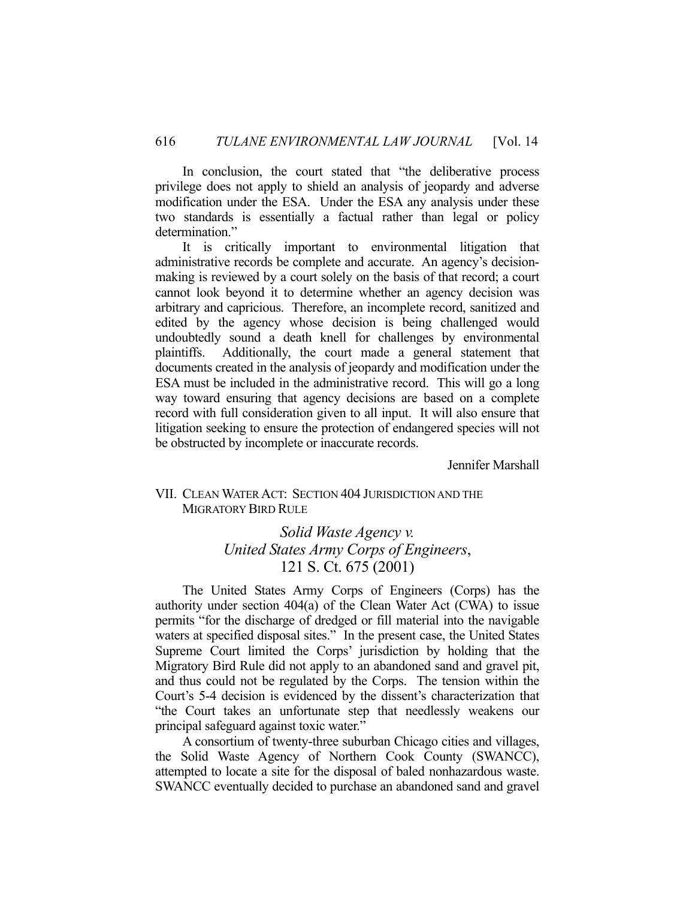In conclusion, the court stated that "the deliberative process privilege does not apply to shield an analysis of jeopardy and adverse modification under the ESA. Under the ESA any analysis under these two standards is essentially a factual rather than legal or policy determination."

It is critically important to environmental litigation that administrative records be complete and accurate. An agency's decision-making is reviewed by a court solely on the basis of that record; a court cannot look beyond it to determine whether an agency decision was arbitrary and capricious. Therefore, an incomplete record, sanitized and edited by the agency whose decision is being challenged would undoubtedly sound a death knell for challenges by environmental plaintiffs. Additionally, the court made a general statement that documents created in the analysis of jeopardy and modification under the ESA must be included in the administrative record. This will go a long way toward ensuring that agency decisions are based on a complete record with full consideration given to all input. It will also ensure that litigation seeking to ensure the protection of endangered species will not be obstructed by incomplete or inaccurate records.

Jennifer Marshall

## VII. Clean Water Act: Section 404 Jurisdiction and the Migratory Bird Rule

### *Solid Waste Agency v. United States Army Corps of Engineers*, 121 S. Ct. 675 (2001)

The United States Army Corps of Engineers (Corps) has the authority under section 404(a) of the Clean Water Act (CWA) to issue permits "for the discharge of dredged or fill material into the navigable waters at specified disposal sites." In the present case, the United States Supreme Court limited the Corps' jurisdiction by holding that the Migratory Bird Rule did not apply to an abandoned sand and gravel pit, and thus could not be regulated by the Corps. The tension within the Court's 5-4 decision is evidenced by the dissent's characterization that "the Court takes an unfortunate step that needlessly weakens our principal safeguard against toxic water."

A consortium of twenty-three suburban Chicago cities and villages, the Solid Waste Agency of Northern Cook County (SWANCC), attempted to locate a site for the disposal of baled nonhazardous waste. SWANCC eventually decided to purchase an abandoned sand and gravel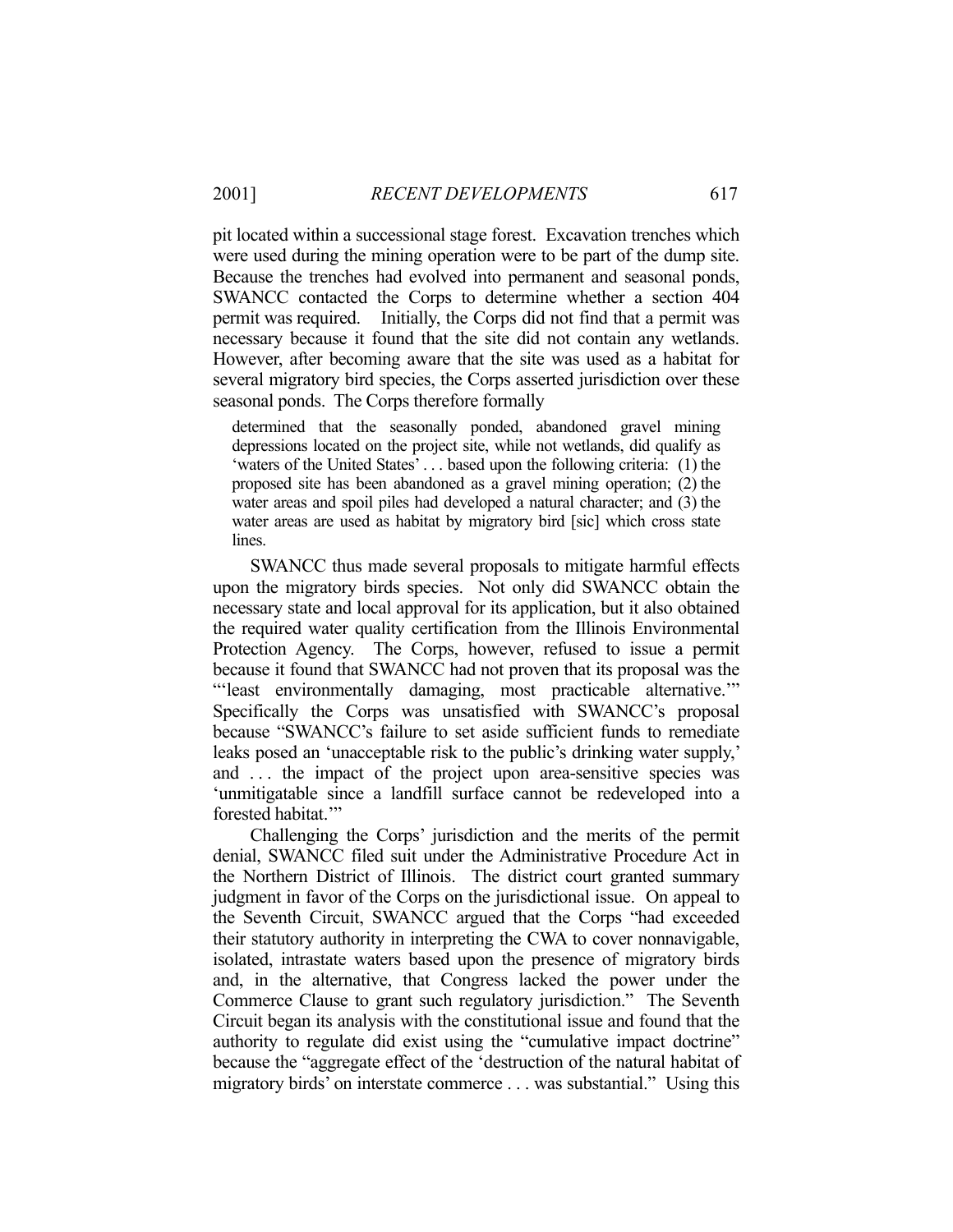pit located within a successional stage forest. Excavation trenches which were used during the mining operation were to be part of the dump site. Because the trenches had evolved into permanent and seasonal ponds, SWANCC contacted the Corps to determine whether a section 404 permit was required. Initially, the Corps did not find that a permit was necessary because it found that the site did not contain any wetlands. However, after becoming aware that the site was used as a habitat for several migratory bird species, the Corps asserted jurisdiction over these seasonal ponds. The Corps therefore formally

> determined that the seasonally ponded, abandoned gravel mining depressions located on the project site, while not wetlands, did qualify as 'waters of the United States' . . . based upon the following criteria: (1) the proposed site has been abandoned as a gravel mining operation; (2) the water areas and spoil piles had developed a natural character; and (3) the water areas are used as habitat by migratory bird [sic] which cross state lines.

SWANCC thus made several proposals to mitigate harmful effects upon the migratory birds species. Not only did SWANCC obtain the necessary state and local approval for its application, but it also obtained the required water quality certification from the Illinois Environmental Protection Agency. The Corps, however, refused to issue a permit because it found that SWANCC had not proven that its proposal was the "'least environmentally damaging, most practicable alternative.'" Specifically the Corps was unsatisfied with SWANCC's proposal because "SWANCC's failure to set aside sufficient funds to remediate leaks posed an 'unacceptable risk to the public's drinking water supply,' and . . . the impact of the project upon area-sensitive species was 'unmitigatable since a landfill surface cannot be redeveloped into a forested habitat.'"

Challenging the Corps' jurisdiction and the merits of the permit denial, SWANCC filed suit under the Administrative Procedure Act in the Northern District of Illinois. The district court granted summary judgment in favor of the Corps on the jurisdictional issue. On appeal to the Seventh Circuit, SWANCC argued that the Corps "had exceeded their statutory authority in interpreting the CWA to cover nonnavigable, isolated, intrastate waters based upon the presence of migratory birds and, in the alternative, that Congress lacked the power under the Commerce Clause to grant such regulatory jurisdiction." The Seventh Circuit began its analysis with the constitutional issue and found that the authority to regulate did exist using the "cumulative impact doctrine" because the "aggregate effect of the 'destruction of the natural habitat of migratory birds' on interstate commerce . . . was substantial." Using this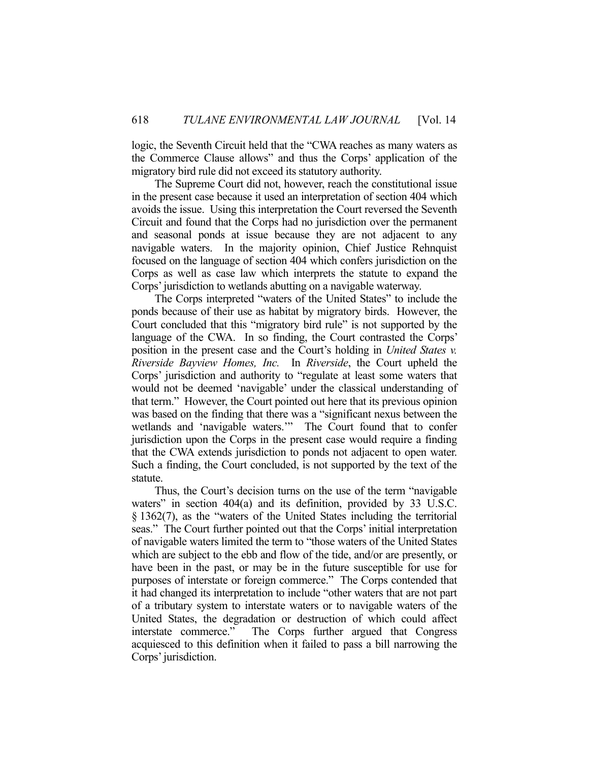logic, the Seventh Circuit held that the "CWA reaches as many waters as the Commerce Clause allows" and thus the Corps' application of the migratory bird rule did not exceed its statutory authority.

The Supreme Court did not, however, reach the constitutional issue in the present case because it used an interpretation of section 404 which avoids the issue. Using this interpretation the Court reversed the Seventh Circuit and found that the Corps had no jurisdiction over the permanent and seasonal ponds at issue because they are not adjacent to any navigable waters. In the majority opinion, Chief Justice Rehnquist focused on the language of section 404 which confers jurisdiction on the Corps as well as case law which interprets the statute to expand the Corps' jurisdiction to wetlands abutting on a navigable waterway.

The Corps interpreted "waters of the United States" to include the ponds because of their use as habitat by migratory birds. However, the Court concluded that this "migratory bird rule" is not supported by the language of the CWA. In so finding, the Court contrasted the Corps' position in the present case and the Court's holding in *United States v. Riverside Bayview Homes, Inc.* In *Riverside*, the Court upheld the Corps' jurisdiction and authority to "regulate at least some waters that would not be deemed 'navigable' under the classical understanding of that term." However, the Court pointed out here that its previous opinion was based on the finding that there was a "significant nexus between the wetlands and 'navigable waters.'" The Court found that to confer jurisdiction upon the Corps in the present case would require a finding that the CWA extends jurisdiction to ponds not adjacent to open water. Such a finding, the Court concluded, is not supported by the text of the statute.

Thus, the Court's decision turns on the use of the term "navigable waters" in section 404(a) and its definition, provided by 33 U.S.C. § 1362(7), as the "waters of the United States including the territorial seas." The Court further pointed out that the Corps' initial interpretation of navigable waters limited the term to "those waters of the United States which are subject to the ebb and flow of the tide, and/or are presently, or have been in the past, or may be in the future susceptible for use for purposes of interstate or foreign commerce." The Corps contended that it had changed its interpretation to include "other waters that are not part of a tributary system to interstate waters or to navigable waters of the United States, the degradation or destruction of which could affect interstate commerce." The Corps further argued that Congress acquiesced to this definition when it failed to pass a bill narrowing the Corps' jurisdiction.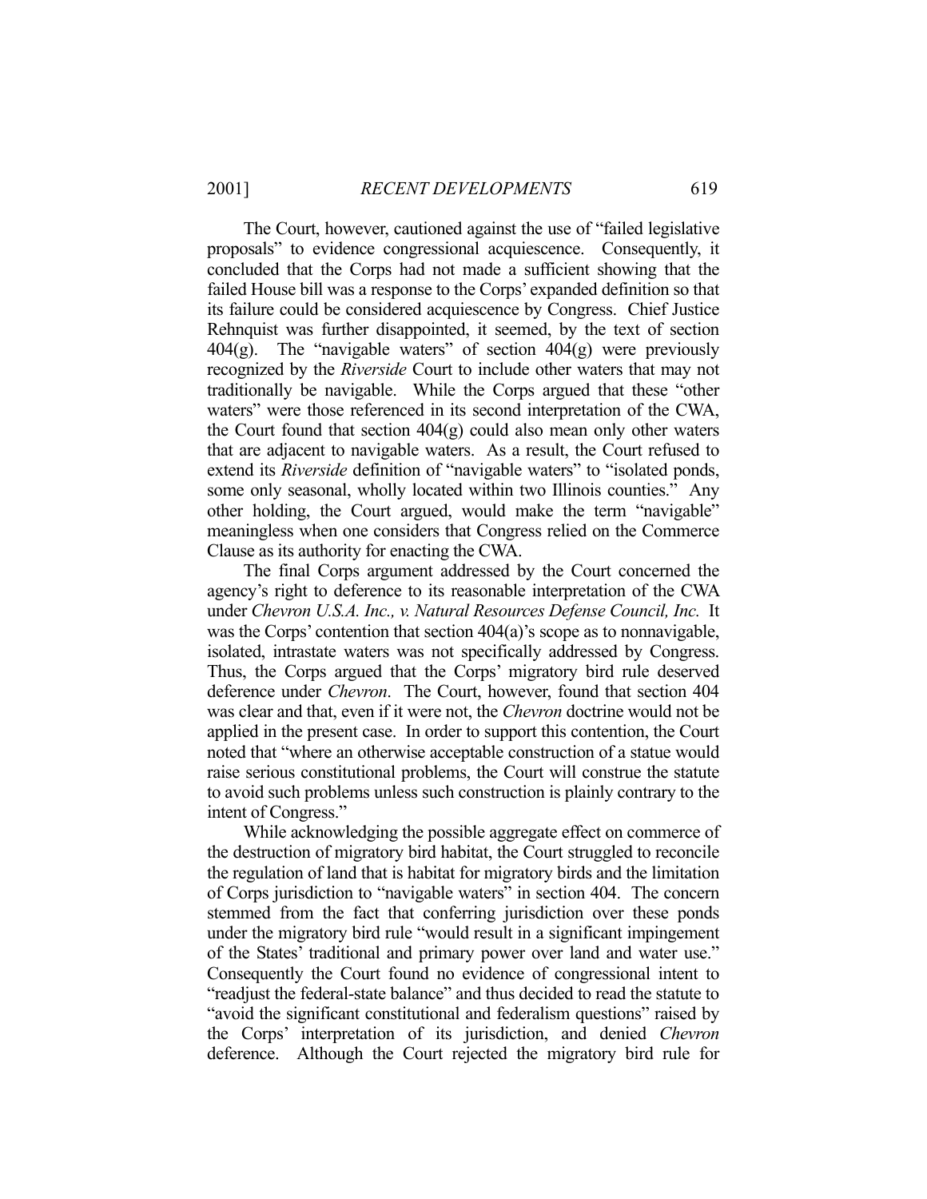The Court, however, cautioned against the use of "failed legislative proposals" to evidence congressional acquiescence. Consequently, it concluded that the Corps had not made a sufficient showing that the failed House bill was a response to the Corps' expanded definition so that its failure could be considered acquiescence by Congress. Chief Justice Rehnquist was further disappointed, it seemed, by the text of section 404(g). The "navigable waters" of section 404(g) were previously recognized by the *Riverside* Court to include other waters that may not traditionally be navigable. While the Corps argued that these "other waters" were those referenced in its second interpretation of the CWA, the Court found that section 404(g) could also mean only other waters that are adjacent to navigable waters. As a result, the Court refused to extend its *Riverside* definition of "navigable waters" to "isolated ponds, some only seasonal, wholly located within two Illinois counties." Any other holding, the Court argued, would make the term "navigable" meaningless when one considers that Congress relied on the Commerce Clause as its authority for enacting the CWA.

The final Corps argument addressed by the Court concerned the agency's right to deference to its reasonable interpretation of the CWA under *Chevron U.S.A. Inc., v. Natural Resources Defense Council, Inc.* It was the Corps' contention that section 404(a)'s scope as to nonnavigable, isolated, intrastate waters was not specifically addressed by Congress. Thus, the Corps argued that the Corps' migratory bird rule deserved deference under *Chevron*. The Court, however, found that section 404 was clear and that, even if it were not, the *Chevron* doctrine would not be applied in the present case. In order to support this contention, the Court noted that "where an otherwise acceptable construction of a statue would raise serious constitutional problems, the Court will construe the statute to avoid such problems unless such construction is plainly contrary to the intent of Congress."

While acknowledging the possible aggregate effect on commerce of the destruction of migratory bird habitat, the Court struggled to reconcile the regulation of land that is habitat for migratory birds and the limitation of Corps jurisdiction to "navigable waters" in section 404. The concern stemmed from the fact that conferring jurisdiction over these ponds under the migratory bird rule "would result in a significant impingement of the States' traditional and primary power over land and water use." Consequently the Court found no evidence of congressional intent to "readjust the federal-state balance" and thus decided to read the statute to "avoid the significant constitutional and federalism questions" raised by the Corps' interpretation of its jurisdiction, and denied *Chevron* deference. Although the Court rejected the migratory bird rule for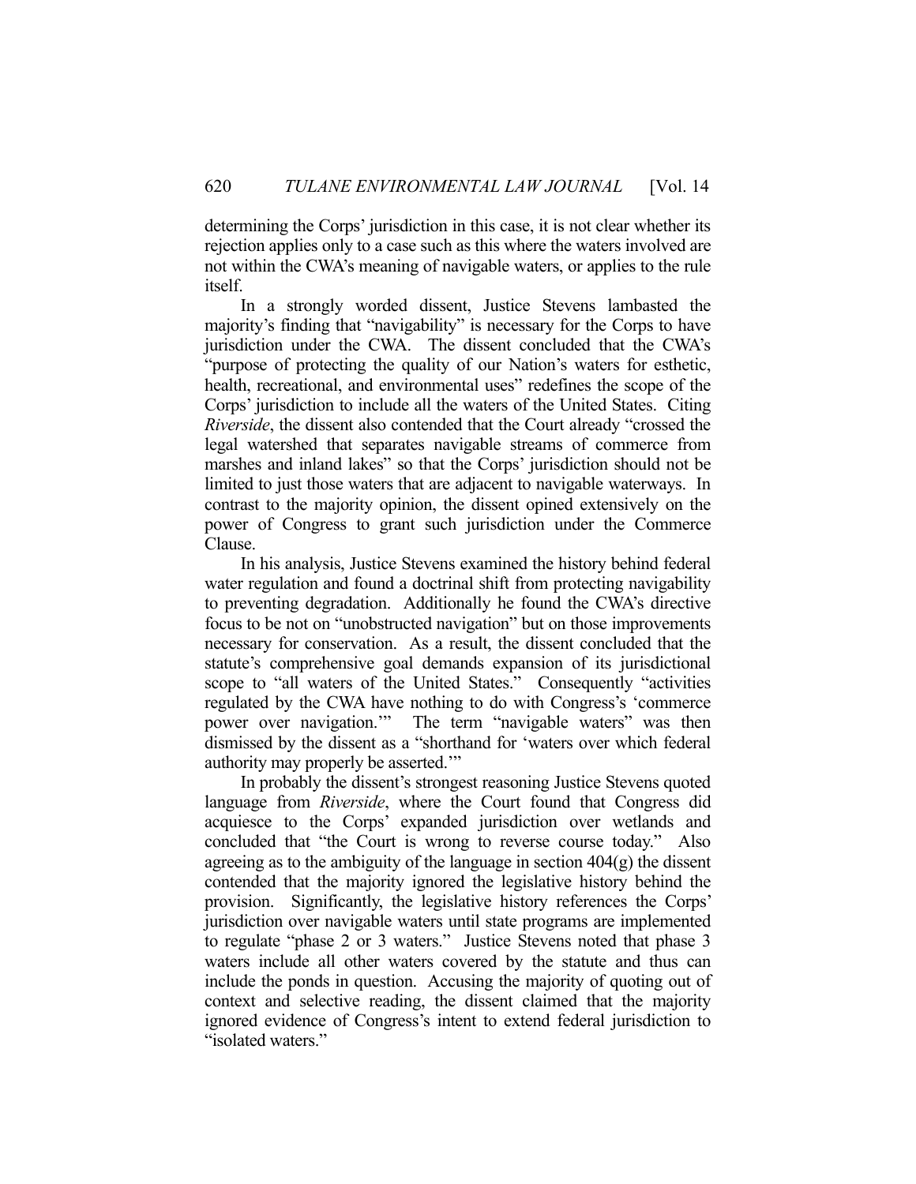determining the Corps' jurisdiction in this case, it is not clear whether its rejection applies only to a case such as this where the waters involved are not within the CWA's meaning of navigable waters, or applies to the rule itself.

In a strongly worded dissent, Justice Stevens lambasted the majority's finding that "navigability" is necessary for the Corps to have jurisdiction under the CWA. The dissent concluded that the CWA's "purpose of protecting the quality of our Nation's waters for esthetic, health, recreational, and environmental uses" redefines the scope of the Corps' jurisdiction to include all the waters of the United States. Citing *Riverside*, the dissent also contended that the Court already "crossed the legal watershed that separates navigable streams of commerce from marshes and inland lakes" so that the Corps' jurisdiction should not be limited to just those waters that are adjacent to navigable waterways. In contrast to the majority opinion, the dissent opined extensively on the power of Congress to grant such jurisdiction under the Commerce Clause.

In his analysis, Justice Stevens examined the history behind federal water regulation and found a doctrinal shift from protecting navigability to preventing degradation. Additionally he found the CWA's directive focus to be not on "unobstructed navigation" but on those improvements necessary for conservation. As a result, the dissent concluded that the statute's comprehensive goal demands expansion of its jurisdictional scope to "all waters of the United States." Consequently "activities regulated by the CWA have nothing to do with Congress's 'commerce power over navigation.'" The term "navigable waters" was then dismissed by the dissent as a "shorthand for 'waters over which federal authority may properly be asserted.'"

In probably the dissent's strongest reasoning Justice Stevens quoted language from *Riverside*, where the Court found that Congress did acquiesce to the Corps' expanded jurisdiction over wetlands and concluded that "the Court is wrong to reverse course today." Also agreeing as to the ambiguity of the language in section 404(g) the dissent contended that the majority ignored the legislative history behind the provision. Significantly, the legislative history references the Corps' jurisdiction over navigable waters until state programs are implemented to regulate "phase 2 or 3 waters." Justice Stevens noted that phase 3 waters include all other waters covered by the statute and thus can include the ponds in question. Accusing the majority of quoting out of context and selective reading, the dissent claimed that the majority ignored evidence of Congress's intent to extend federal jurisdiction to "isolated waters."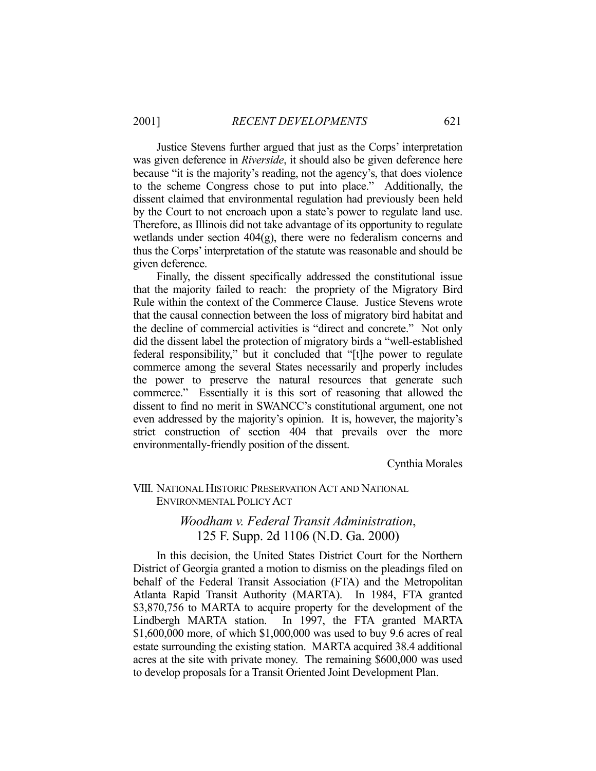Justice Stevens further argued that just as the Corps' interpretation was given deference in *Riverside*, it should also be given deference here because "it is the majority's reading, not the agency's, that does violence to the scheme Congress chose to put into place." Additionally, the dissent claimed that environmental regulation had previously been held by the Court to not encroach upon a state's power to regulate land use. Therefore, as Illinois did not take advantage of its opportunity to regulate wetlands under section 404(g), there were no federalism concerns and thus the Corps' interpretation of the statute was reasonable and should be given deference.

Finally, the dissent specifically addressed the constitutional issue that the majority failed to reach: the propriety of the Migratory Bird Rule within the context of the Commerce Clause. Justice Stevens wrote that the causal connection between the loss of migratory bird habitat and the decline of commercial activities is "direct and concrete." Not only did the dissent label the protection of migratory birds a "well-established federal responsibility," but it concluded that "[t]he power to regulate commerce among the several States necessarily and properly includes the power to preserve the natural resources that generate such commerce." Essentially it is this sort of reasoning that allowed the dissent to find no merit in SWANCC's constitutional argument, one not even addressed by the majority's opinion. It is, however, the majority's strict construction of section 404 that prevails over the more environmentally-friendly position of the dissent.

Cynthia Morales

## VIII. NATIONAL HISTORIC PRESERVATION ACT AND NATIONAL ENVIRONMENTAL POLICY ACT

### *Woodham v. Federal Transit Administration*, 125 F. Supp. 2d 1106 (N.D. Ga. 2000)

In this decision, the United States District Court for the Northern District of Georgia granted a motion to dismiss on the pleadings filed on behalf of the Federal Transit Association (FTA) and the Metropolitan Atlanta Rapid Transit Authority (MARTA). In 1984, FTA granted $3,870,756 to MARTA to acquire property for the development of the Lindbergh MARTA station. In 1997, the FTA granted MARTA $1,600,000 more, of which $1,000,000 was used to buy 9.6 acres of real estate surrounding the existing station. MARTA acquired 38.4 additional acres at the site with private money. The remaining $600,000 was used to develop proposals for a Transit Oriented Joint Development Plan.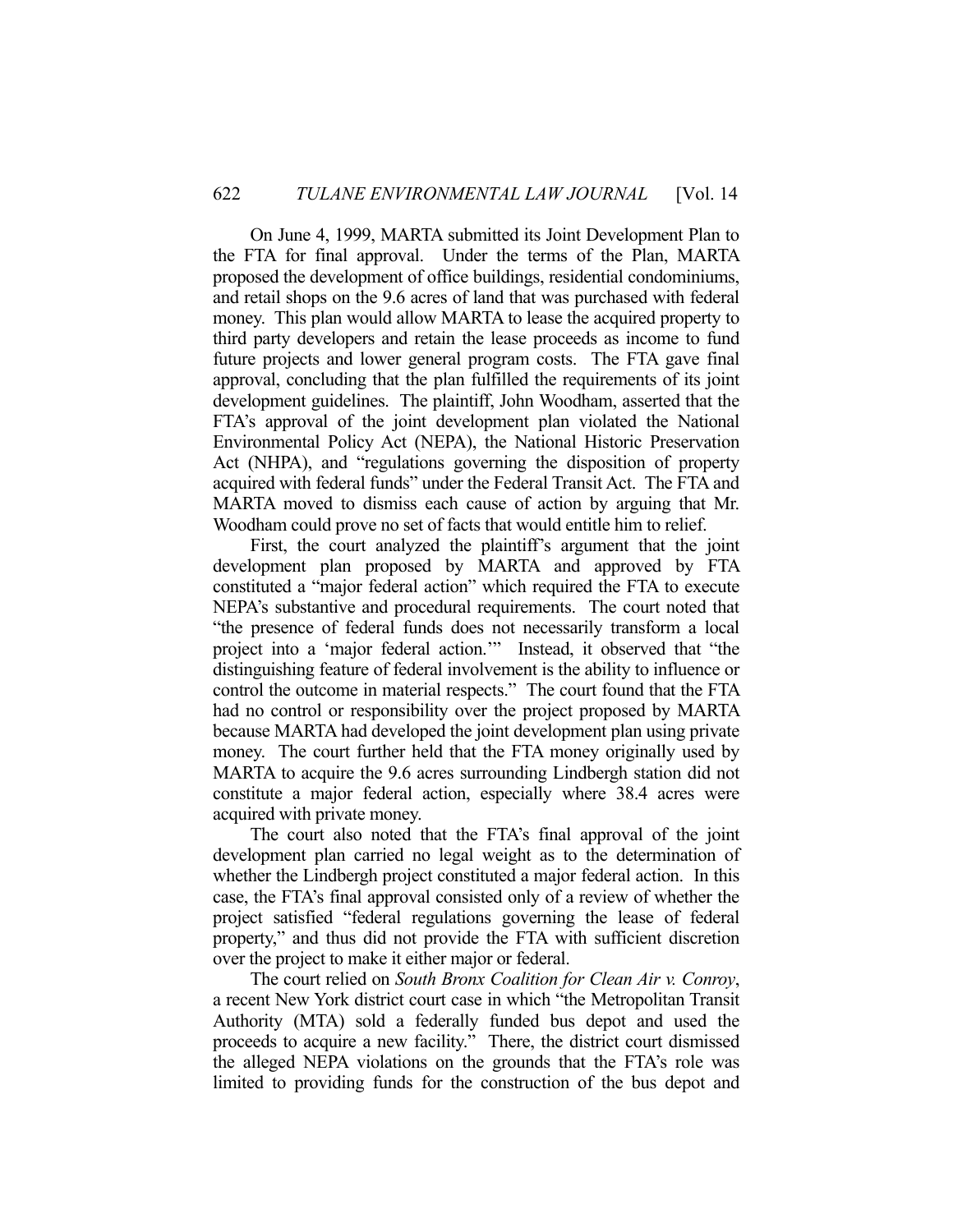On June 4, 1999, MARTA submitted its Joint Development Plan to the FTA for final approval. Under the terms of the Plan, MARTA proposed the development of office buildings, residential condominiums, and retail shops on the 9.6 acres of land that was purchased with federal money. This plan would allow MARTA to lease the acquired property to third party developers and retain the lease proceeds as income to fund future projects and lower general program costs. The FTA gave final approval, concluding that the plan fulfilled the requirements of its joint development guidelines. The plaintiff, John Woodham, asserted that the FTA's approval of the joint development plan violated the National Environmental Policy Act (NEPA), the National Historic Preservation Act (NHPA), and "regulations governing the disposition of property acquired with federal funds" under the Federal Transit Act. The FTA and MARTA moved to dismiss each cause of action by arguing that Mr. Woodham could prove no set of facts that would entitle him to relief.

First, the court analyzed the plaintiff's argument that the joint development plan proposed by MARTA and approved by FTA constituted a "major federal action" which required the FTA to execute NEPA's substantive and procedural requirements. The court noted that "the presence of federal funds does not necessarily transform a local project into a 'major federal action.'" Instead, it observed that "the distinguishing feature of federal involvement is the ability to influence or control the outcome in material respects." The court found that the FTA had no control or responsibility over the project proposed by MARTA because MARTA had developed the joint development plan using private money. The court further held that the FTA money originally used by MARTA to acquire the 9.6 acres surrounding Lindbergh station did not constitute a major federal action, especially where 38.4 acres were acquired with private money.

The court also noted that the FTA's final approval of the joint development plan carried no legal weight as to the determination of whether the Lindbergh project constituted a major federal action. In this case, the FTA's final approval consisted only of a review of whether the project satisfied "federal regulations governing the lease of federal property," and thus did not provide the FTA with sufficient discretion over the project to make it either major or federal.

The court relied on *South Bronx Coalition for Clean Air v. Conroy*, a recent New York district court case in which "the Metropolitan Transit Authority (MTA) sold a federally funded bus depot and used the proceeds to acquire a new facility." There, the district court dismissed the alleged NEPA violations on the grounds that the FTA's role was limited to providing funds for the construction of the bus depot and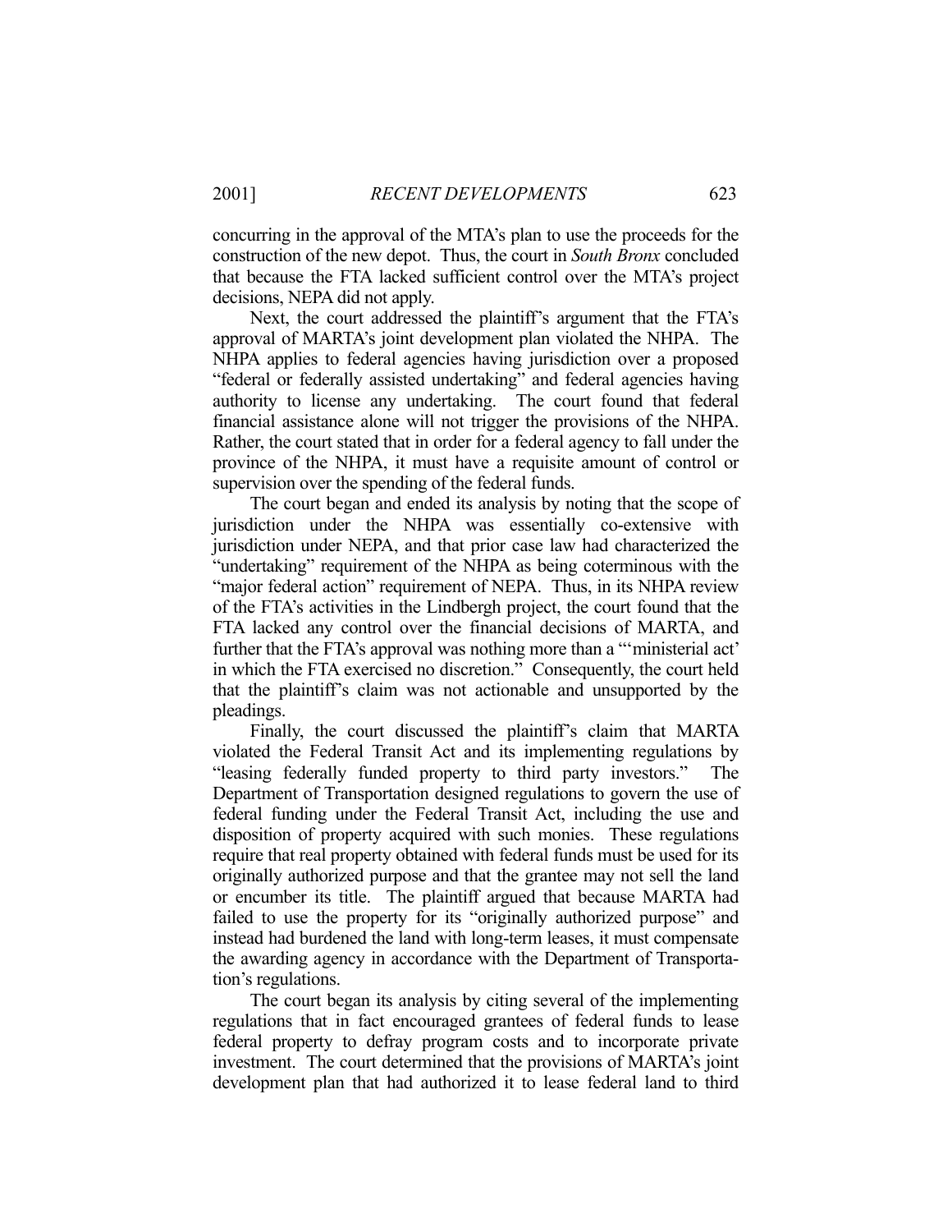concurring in the approval of the MTA's plan to use the proceeds for the construction of the new depot. Thus, the court in *South Bronx* concluded that because the FTA lacked sufficient control over the MTA's project decisions, NEPA did not apply.

Next, the court addressed the plaintiff's argument that the FTA's approval of MARTA's joint development plan violated the NHPA. The NHPA applies to federal agencies having jurisdiction over a proposed "federal or federally assisted undertaking" and federal agencies having authority to license any undertaking. The court found that federal financial assistance alone will not trigger the provisions of the NHPA. Rather, the court stated that in order for a federal agency to fall under the province of the NHPA, it must have a requisite amount of control or supervision over the spending of the federal funds.

The court began and ended its analysis by noting that the scope of jurisdiction under the NHPA was essentially co-extensive with jurisdiction under NEPA, and that prior case law had characterized the "undertaking" requirement of the NHPA as being coterminous with the "major federal action" requirement of NEPA. Thus, in its NHPA review of the FTA's activities in the Lindbergh project, the court found that the FTA lacked any control over the financial decisions of MARTA, and further that the FTA's approval was nothing more than a "'ministerial act' in which the FTA exercised no discretion." Consequently, the court held that the plaintiff's claim was not actionable and unsupported by the pleadings.

Finally, the court discussed the plaintiff's claim that MARTA violated the Federal Transit Act and its implementing regulations by "leasing federally funded property to third party investors." The Department of Transportation designed regulations to govern the use of federal funding under the Federal Transit Act, including the use and disposition of property acquired with such monies. These regulations require that real property obtained with federal funds must be used for its originally authorized purpose and that the grantee may not sell the land or encumber its title. The plaintiff argued that because MARTA had failed to use the property for its "originally authorized purpose" and instead had burdened the land with long-term leases, it must compensate the awarding agency in accordance with the Department of Transportation's regulations.

The court began its analysis by citing several of the implementing regulations that in fact encouraged grantees of federal funds to lease federal property to defray program costs and to incorporate private investment. The court determined that the provisions of MARTA's joint development plan that had authorized it to lease federal land to third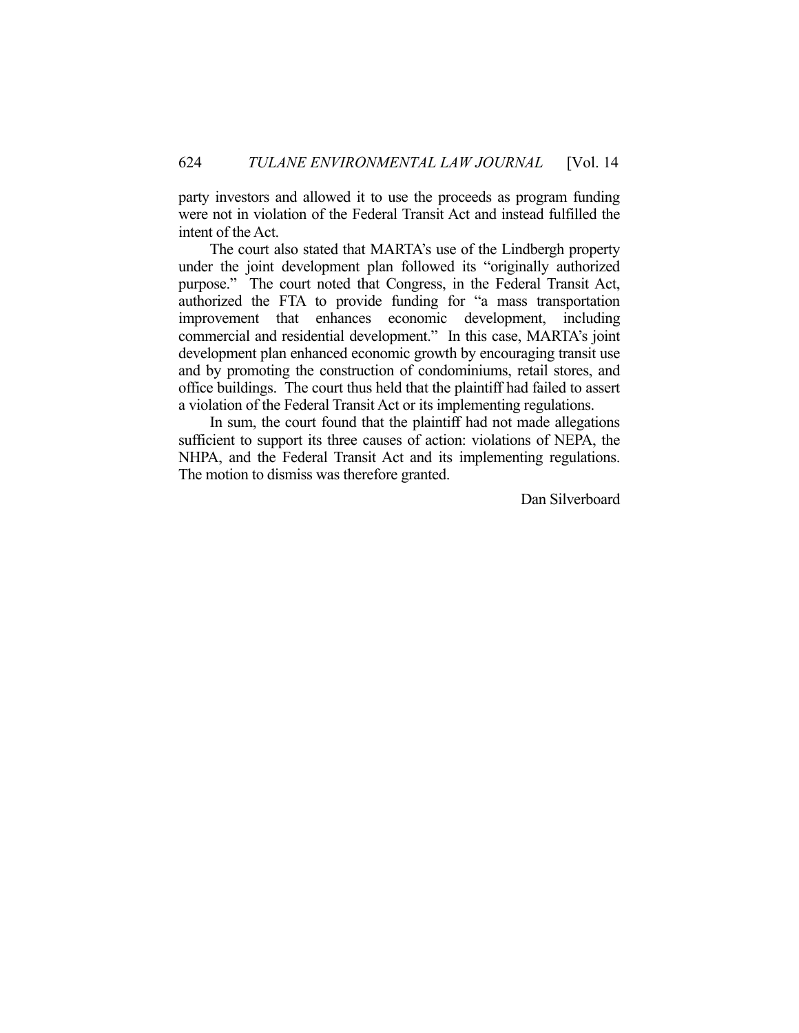party investors and allowed it to use the proceeds as program funding were not in violation of the Federal Transit Act and instead fulfilled the intent of the Act.

The court also stated that MARTA's use of the Lindbergh property under the joint development plan followed its "originally authorized purpose." The court noted that Congress, in the Federal Transit Act, authorized the FTA to provide funding for "a mass transportation improvement that enhances economic development, including commercial and residential development." In this case, MARTA's joint development plan enhanced economic growth by encouraging transit use and by promoting the construction of condominiums, retail stores, and office buildings. The court thus held that the plaintiff had failed to assert a violation of the Federal Transit Act or its implementing regulations.

In sum, the court found that the plaintiff had not made allegations sufficient to support its three causes of action: violations of NEPA, the NHPA, and the Federal Transit Act and its implementing regulations. The motion to dismiss was therefore granted.

Dan Silverboard